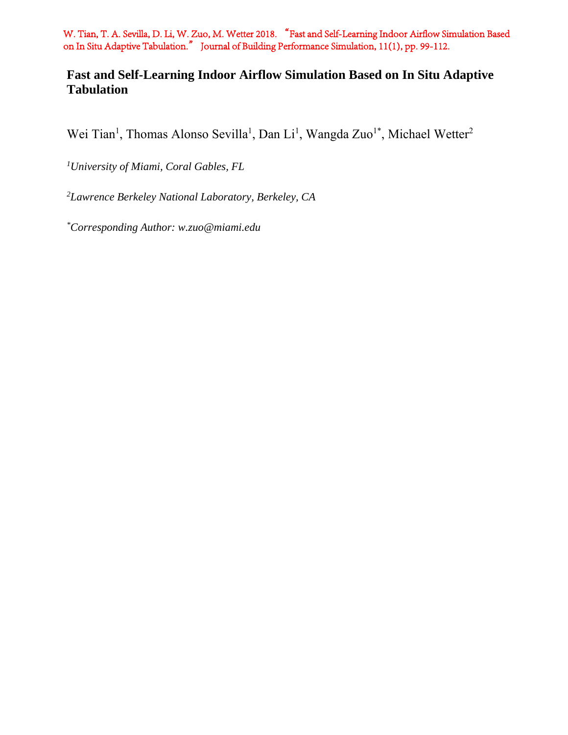W. Tian, T. A. Sevilla, D. Li, W. Zuo, M. Wetter 2018. "Fast and Self-Learning Indoor Airflow Simulation Based on In Situ Adaptive Tabulation." Journal of Building Performance Simulation, 11(1), pp. 99-112.

# Fast and Self-Learning Indoor Airflow Simulation Based on In Situ Adaptive Tabulation

Wei Tian[1], Thomas Alonso Sevilla[1], Dan Li[1], Wangda Zuo[1*], Michael Wetter[2]

[1]*University of Miami, Coral Gables, FL*

[2]*Lawrence Berkeley National Laboratory, Berkeley, CA*

[*]*Corresponding Author: w.zuo@miami.edu*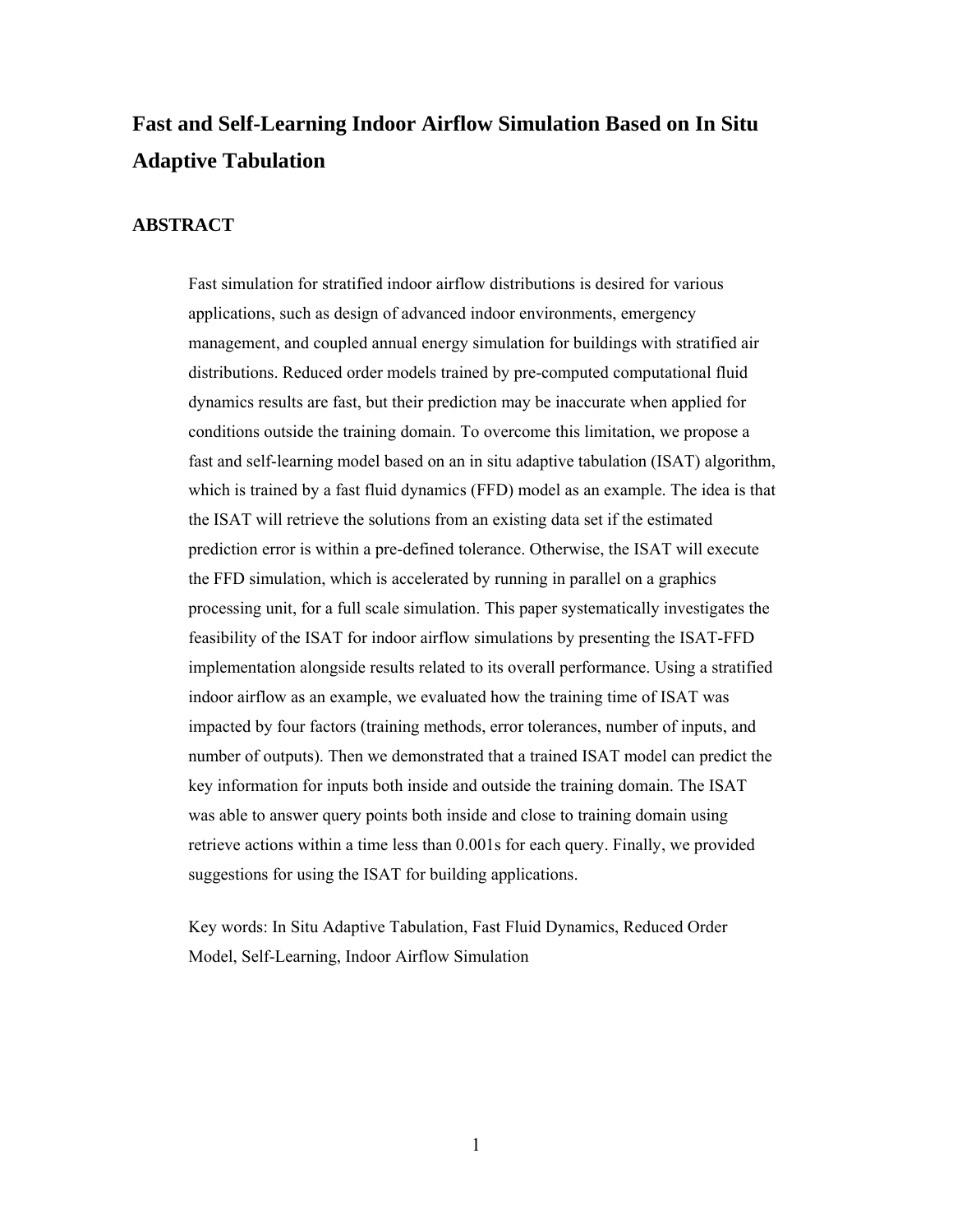# Fast and Self-Learning Indoor Airflow Simulation Based on In Situ Adaptive Tabulation

## ABSTRACT

Fast simulation for stratified indoor airflow distributions is desired for various applications, such as design of advanced indoor environments, emergency management, and coupled annual energy simulation for buildings with stratified air distributions. Reduced order models trained by pre-computed computational fluid dynamics results are fast, but their prediction may be inaccurate when applied for conditions outside the training domain. To overcome this limitation, we propose a fast and self-learning model based on an in situ adaptive tabulation (ISAT) algorithm, which is trained by a fast fluid dynamics (FFD) model as an example. The idea is that the ISAT will retrieve the solutions from an existing data set if the estimated prediction error is within a pre-defined tolerance. Otherwise, the ISAT will execute the FFD simulation, which is accelerated by running in parallel on a graphics processing unit, for a full scale simulation. This paper systematically investigates the feasibility of the ISAT for indoor airflow simulations by presenting the ISAT-FFD implementation alongside results related to its overall performance. Using a stratified indoor airflow as an example, we evaluated how the training time of ISAT was impacted by four factors (training methods, error tolerances, number of inputs, and number of outputs). Then we demonstrated that a trained ISAT model can predict the key information for inputs both inside and outside the training domain. The ISAT was able to answer query points both inside and close to training domain using retrieve actions within a time less than 0.001s for each query. Finally, we provided suggestions for using the ISAT for building applications.

Key words: In Situ Adaptive Tabulation, Fast Fluid Dynamics, Reduced Order Model, Self-Learning, Indoor Airflow Simulation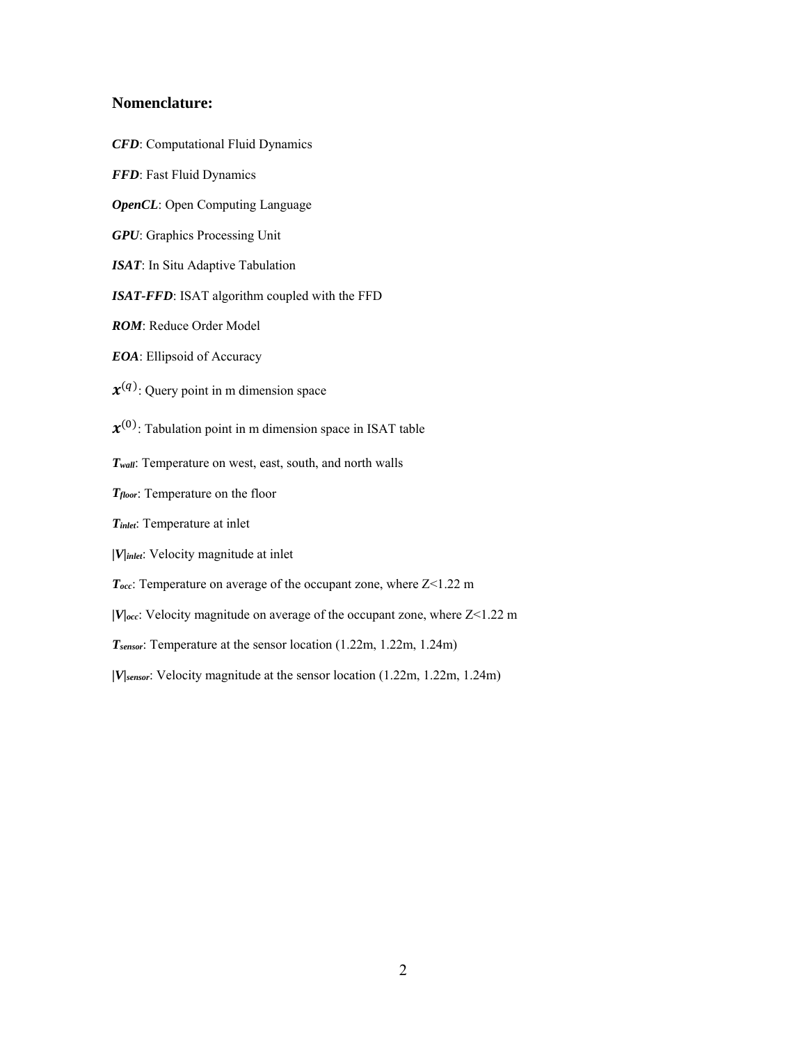## Nomenclature:

***CFD***: Computational Fluid Dynamics

***FFD***: Fast Fluid Dynamics

***OpenCL***: Open Computing Language

***GPU***: Graphics Processing Unit

***ISAT***: In Situ Adaptive Tabulation

***ISAT-FFD***: ISAT algorithm coupled with the FFD

***ROM***: Reduce Order Model

***EOA***: Ellipsoid of Accuracy

$\boldsymbol{x}^{(q)}$: Query point in m dimension space

$\boldsymbol{x}^{(0)}$: Tabulation point in m dimension space in ISAT table

$T_{wall}$: Temperature on west, east, south, and north walls

$T_{floor}$: Temperature on the floor

$T_{inlet}$: Temperature at inlet

$|V|_{inlet}$: Velocity magnitude at inlet

$T_{occ}$: Temperature on average of the occupant zone, where Z<1.22 m

$|V|_{occ}$: Velocity magnitude on average of the occupant zone, where Z<1.22 m

$T_{sensor}$: Temperature at the sensor location (1.22m, 1.22m, 1.24m)

$|V|_{sensor}$: Velocity magnitude at the sensor location (1.22m, 1.22m, 1.24m)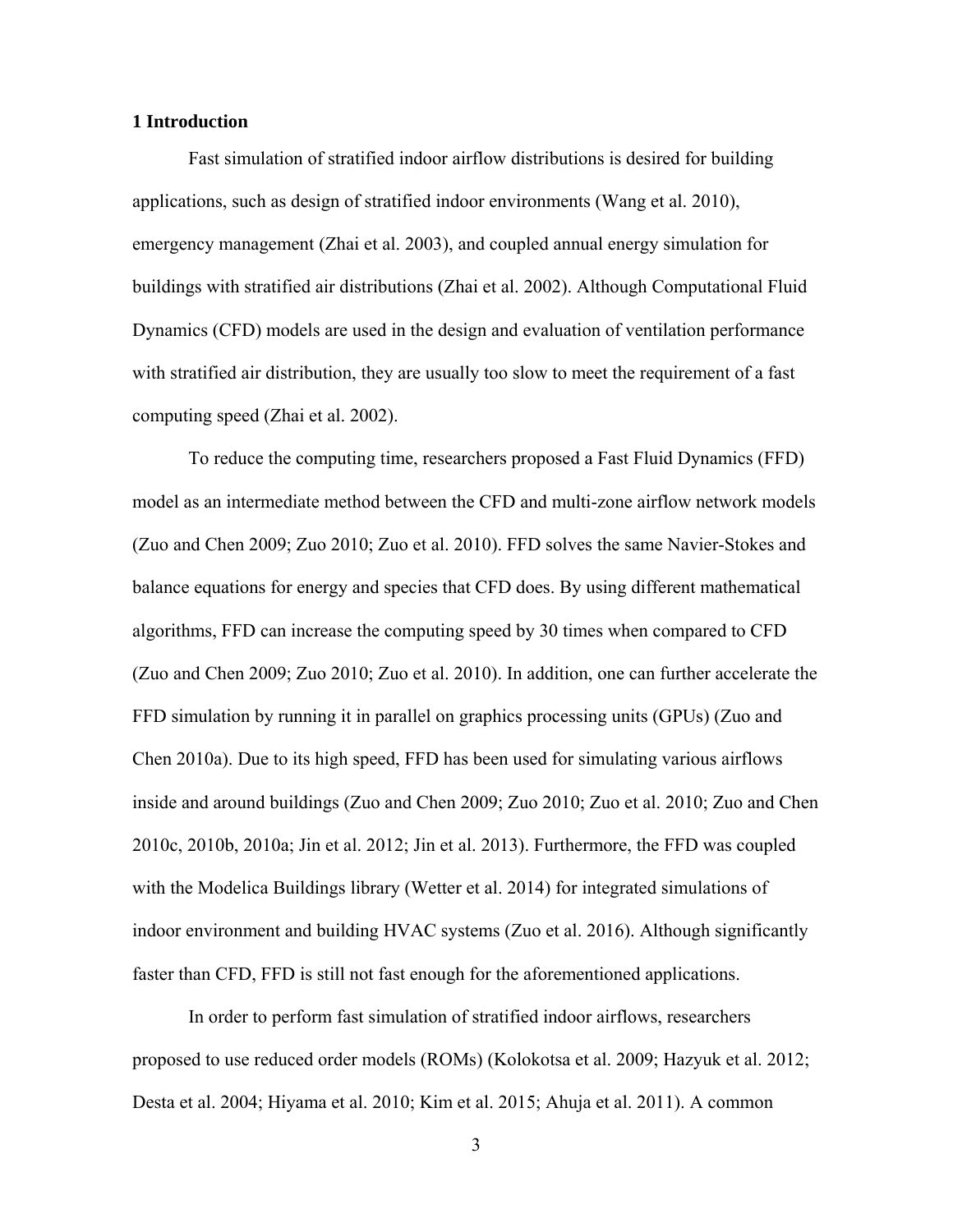## 1 Introduction

Fast simulation of stratified indoor airflow distributions is desired for building applications, such as design of stratified indoor environments (Wang et al. 2010), emergency management (Zhai et al. 2003), and coupled annual energy simulation for buildings with stratified air distributions (Zhai et al. 2002). Although Computational Fluid Dynamics (CFD) models are used in the design and evaluation of ventilation performance with stratified air distribution, they are usually too slow to meet the requirement of a fast computing speed (Zhai et al. 2002).

To reduce the computing time, researchers proposed a Fast Fluid Dynamics (FFD) model as an intermediate method between the CFD and multi-zone airflow network models (Zuo and Chen 2009; Zuo 2010; Zuo et al. 2010). FFD solves the same Navier-Stokes and balance equations for energy and species that CFD does. By using different mathematical algorithms, FFD can increase the computing speed by 30 times when compared to CFD (Zuo and Chen 2009; Zuo 2010; Zuo et al. 2010). In addition, one can further accelerate the FFD simulation by running it in parallel on graphics processing units (GPUs) (Zuo and Chen 2010a). Due to its high speed, FFD has been used for simulating various airflows inside and around buildings (Zuo and Chen 2009; Zuo 2010; Zuo et al. 2010; Zuo and Chen 2010c, 2010b, 2010a; Jin et al. 2012; Jin et al. 2013). Furthermore, the FFD was coupled with the Modelica Buildings library (Wetter et al. 2014) for integrated simulations of indoor environment and building HVAC systems (Zuo et al. 2016). Although significantly faster than CFD, FFD is still not fast enough for the aforementioned applications.

In order to perform fast simulation of stratified indoor airflows, researchers proposed to use reduced order models (ROMs) (Kolokotsa et al. 2009; Hazyuk et al. 2012; Desta et al. 2004; Hiyama et al. 2010; Kim et al. 2015; Ahuja et al. 2011). A common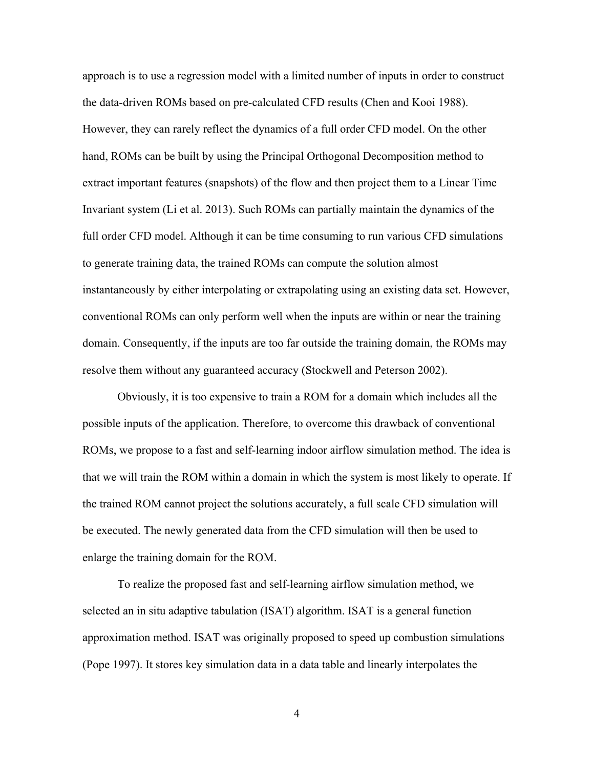approach is to use a regression model with a limited number of inputs in order to construct the data-driven ROMs based on pre-calculated CFD results (Chen and Kooi 1988). However, they can rarely reflect the dynamics of a full order CFD model. On the other hand, ROMs can be built by using the Principal Orthogonal Decomposition method to extract important features (snapshots) of the flow and then project them to a Linear Time Invariant system (Li et al. 2013). Such ROMs can partially maintain the dynamics of the full order CFD model. Although it can be time consuming to run various CFD simulations to generate training data, the trained ROMs can compute the solution almost instantaneously by either interpolating or extrapolating using an existing data set. However, conventional ROMs can only perform well when the inputs are within or near the training domain. Consequently, if the inputs are too far outside the training domain, the ROMs may resolve them without any guaranteed accuracy (Stockwell and Peterson 2002).

Obviously, it is too expensive to train a ROM for a domain which includes all the possible inputs of the application. Therefore, to overcome this drawback of conventional ROMs, we propose to a fast and self-learning indoor airflow simulation method. The idea is that we will train the ROM within a domain in which the system is most likely to operate. If the trained ROM cannot project the solutions accurately, a full scale CFD simulation will be executed. The newly generated data from the CFD simulation will then be used to enlarge the training domain for the ROM.

To realize the proposed fast and self-learning airflow simulation method, we selected an in situ adaptive tabulation (ISAT) algorithm. ISAT is a general function approximation method. ISAT was originally proposed to speed up combustion simulations (Pope 1997). It stores key simulation data in a data table and linearly interpolates the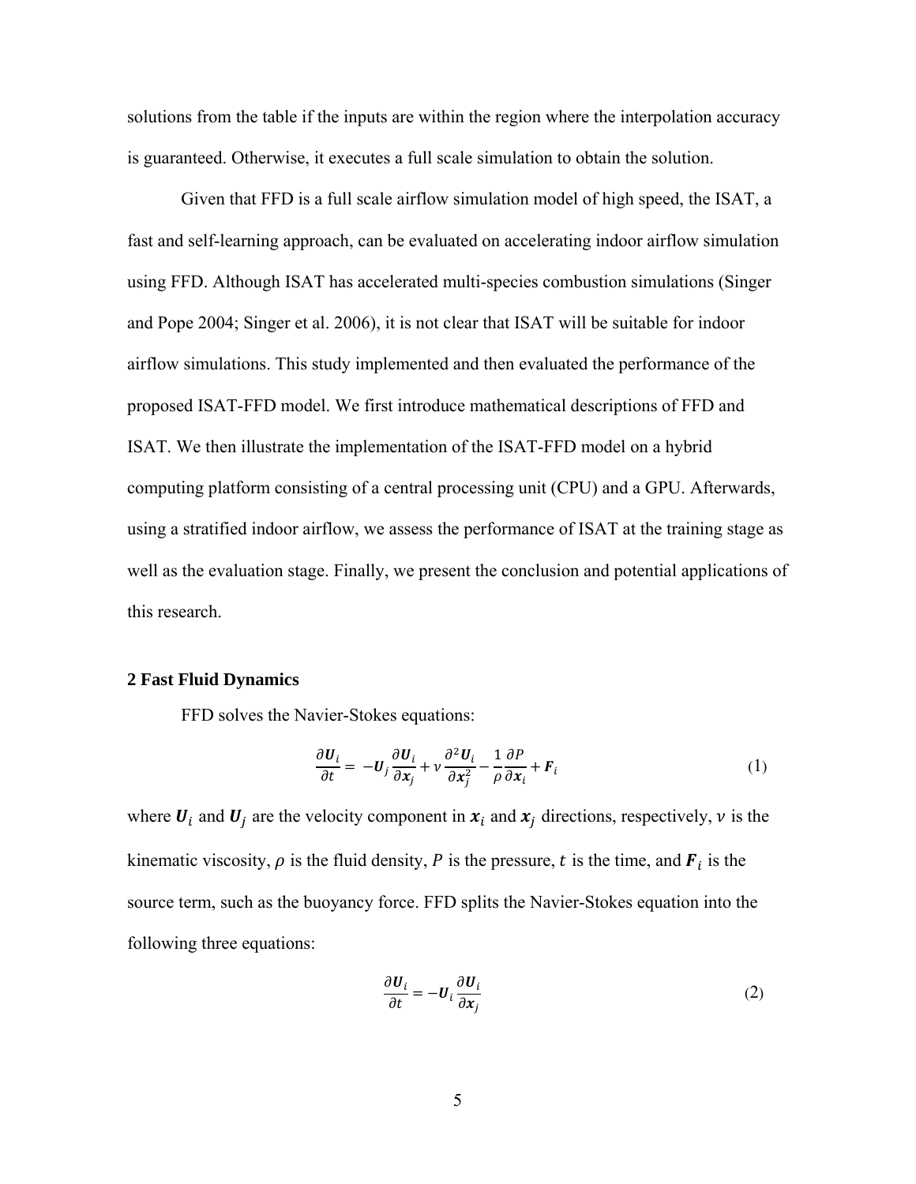solutions from the table if the inputs are within the region where the interpolation accuracy is guaranteed. Otherwise, it executes a full scale simulation to obtain the solution.

Given that FFD is a full scale airflow simulation model of high speed, the ISAT, a fast and self-learning approach, can be evaluated on accelerating indoor airflow simulation using FFD. Although ISAT has accelerated multi-species combustion simulations (Singer and Pope 2004; Singer et al. 2006), it is not clear that ISAT will be suitable for indoor airflow simulations. This study implemented and then evaluated the performance of the proposed ISAT-FFD model. We first introduce mathematical descriptions of FFD and ISAT. We then illustrate the implementation of the ISAT-FFD model on a hybrid computing platform consisting of a central processing unit (CPU) and a GPU. Afterwards, using a stratified indoor airflow, we assess the performance of ISAT at the training stage as well as the evaluation stage. Finally, we present the conclusion and potential applications of this research.

## 2 Fast Fluid Dynamics

FFD solves the Navier-Stokes equations:

$$\frac{\partial \boldsymbol{U}_i}{\partial t} = -\boldsymbol{U}_j \frac{\partial \boldsymbol{U}_i}{\partial \boldsymbol{x}_j} + \nu \frac{\partial^2 \boldsymbol{U}_i}{\partial \boldsymbol{x}_j^2} - \frac{1}{\rho} \frac{\partial P}{\partial \boldsymbol{x}_i} + \boldsymbol{F}_i \tag{1}$$

where $\boldsymbol{U}_i$ and $\boldsymbol{U}_j$ are the velocity component in $\boldsymbol{x}_i$ and $\boldsymbol{x}_j$ directions, respectively, $\nu$ is the kinematic viscosity, $\rho$ is the fluid density, $P$ is the pressure, $t$ is the time, and $\boldsymbol{F}_i$ is the source term, such as the buoyancy force. FFD splits the Navier-Stokes equation into the following three equations:

$$\frac{\partial \boldsymbol{U}_i}{\partial t} = -\boldsymbol{U}_i \frac{\partial \boldsymbol{U}_i}{\partial \boldsymbol{x}_j} \tag{2}$$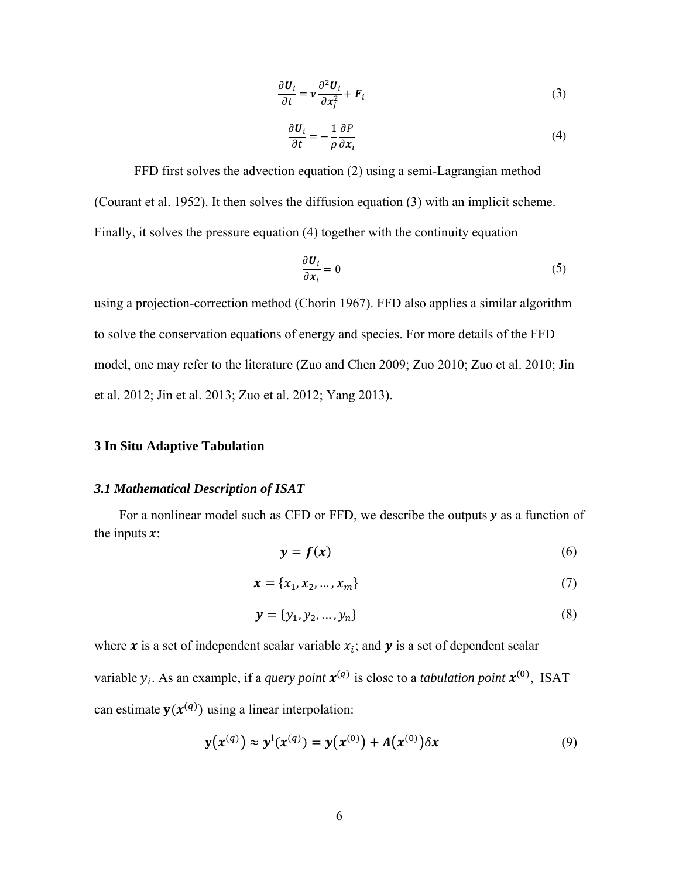$$\frac{\partial \boldsymbol{U}_i}{\partial t} = \nu \frac{\partial^2 \boldsymbol{U}_i}{\partial \boldsymbol{x}_j^2} + \boldsymbol{F}_i \tag{3}$$

$$\frac{\partial \boldsymbol{U}_i}{\partial t} = -\frac{1}{\rho} \frac{\partial P}{\partial \boldsymbol{x}_i} \tag{4}$$

FFD first solves the advection equation (2) using a semi-Lagrangian method (Courant et al. 1952). It then solves the diffusion equation (3) with an implicit scheme. Finally, it solves the pressure equation (4) together with the continuity equation

$$\frac{\partial \boldsymbol{U}_i}{\partial \boldsymbol{x}_i} = 0 \tag{5}$$

using a projection-correction method (Chorin 1967). FFD also applies a similar algorithm to solve the conservation equations of energy and species. For more details of the FFD model, one may refer to the literature (Zuo and Chen 2009; Zuo 2010; Zuo et al. 2010; Jin et al. 2012; Jin et al. 2013; Zuo et al. 2012; Yang 2013).

## 3 In Situ Adaptive Tabulation

### *3.1 Mathematical Description of ISAT*

For a nonlinear model such as CFD or FFD, we describe the outputs $\boldsymbol{y}$ as a function of the inputs $\boldsymbol{x}$:

$$\boldsymbol{y} = \boldsymbol{f}(\boldsymbol{x}) \tag{6}$$

$$\boldsymbol{x} = \{x_1, x_2, \ldots, x_m\} \tag{7}$$

$$\boldsymbol{y} = \{y_1, y_2, \ldots, y_n\} \tag{8}$$

where $\boldsymbol{x}$ is a set of independent scalar variable $x_i$; and $\boldsymbol{y}$ is a set of dependent scalar variable $y_i$. As an example, if a *query point* $\boldsymbol{x}^{(q)}$ is close to a *tabulation point* $\boldsymbol{x}^{(0)}$, ISAT can estimate $\mathbf{y}(\boldsymbol{x}^{(q)})$ using a linear interpolation:

$$\mathbf{y}(\boldsymbol{x}^{(q)}) \approx \boldsymbol{y}^{l}(\boldsymbol{x}^{(q)}) = \boldsymbol{y}(\boldsymbol{x}^{(0)}) + \boldsymbol{A}(\boldsymbol{x}^{(0)})\delta\boldsymbol{x} \tag{9}$$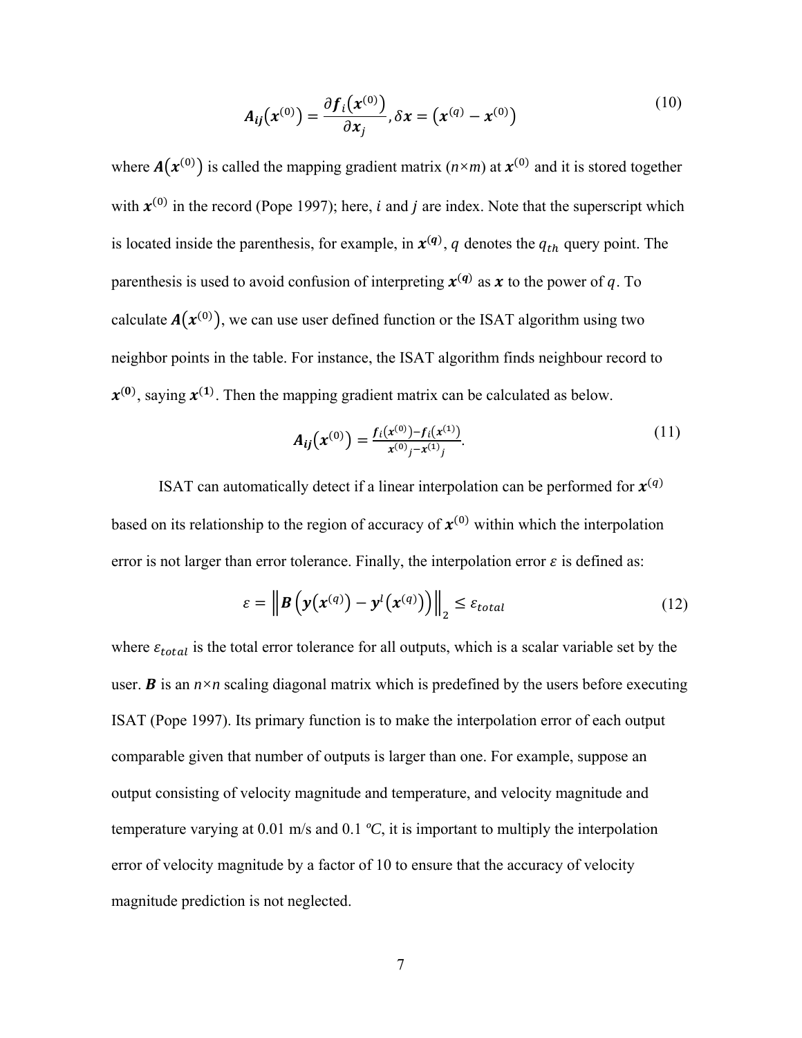$$A_{ij}\left(x^{(0)}\right) = \frac{\partial f_i\left(x^{(0)}\right)}{\partial x_j}, \delta x = \left(x^{(q)} - x^{(0)}\right) \tag{10}$$

where $A\left(x^{(0)}\right)$ is called the mapping gradient matrix ($n \times m$) at $x^{(0)}$ and it is stored together with $x^{(0)}$ in the record (Pope 1997); here, $i$ and $j$ are index. Note that the superscript which is located inside the parenthesis, for example, in $x^{(q)}$, $q$ denotes the $q_{th}$ query point. The parenthesis is used to avoid confusion of interpreting $x^{(q)}$ as $x$ to the power of $q$. To calculate $A\left(x^{(0)}\right)$, we can use user defined function or the ISAT algorithm using two neighbor points in the table. For instance, the ISAT algorithm finds neighbour record to $x^{(0)}$, saying $x^{(1)}$. Then the mapping gradient matrix can be calculated as below.

$$A_{ij}\left(x^{(0)}\right) = \frac{f_i\left(x^{(0)}\right) - f_i\left(x^{(1)}\right)}{x^{(0)}{}_j - x^{(1)}{}_j}. \tag{11}$$

ISAT can automatically detect if a linear interpolation can be performed for $x^{(q)}$ based on its relationship to the region of accuracy of $x^{(0)}$ within which the interpolation error is not larger than error tolerance. Finally, the interpolation error $\varepsilon$ is defined as:

$$\varepsilon = \left\| B\left(y\left(x^{(q)}\right) - y^{l}\left(x^{(q)}\right)\right)\right\|_2 \leq \varepsilon_{total} \tag{12}$$

where $\varepsilon_{total}$ is the total error tolerance for all outputs, which is a scalar variable set by the user. $B$ is an $n \times n$ scaling diagonal matrix which is predefined by the users before executing ISAT (Pope 1997). Its primary function is to make the interpolation error of each output comparable given that number of outputs is larger than one. For example, suppose an output consisting of velocity magnitude and temperature, and velocity magnitude and temperature varying at 0.01 m/s and 0.1 ºC, it is important to multiply the interpolation error of velocity magnitude by a factor of 10 to ensure that the accuracy of velocity magnitude prediction is not neglected.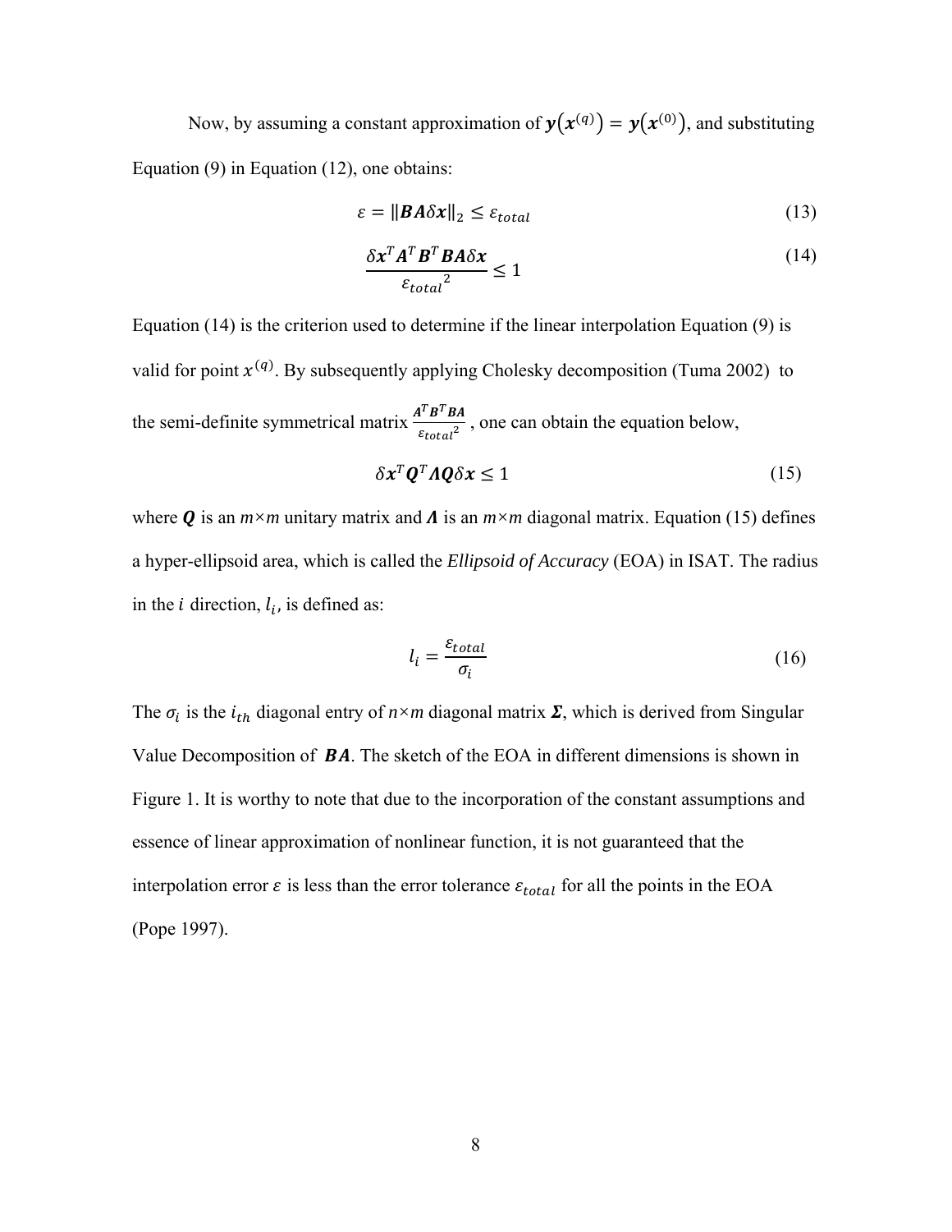Now, by assuming a constant approximation of $\boldsymbol{y}(\boldsymbol{x}^{(q)}) = \boldsymbol{y}(\boldsymbol{x}^{(0)})$, and substituting Equation (9) in Equation (12), one obtains:

$$\varepsilon = \|\boldsymbol{BA}\delta\boldsymbol{x}\|_2 \leq \varepsilon_{total} \tag{13}$$

$$\frac{\delta\boldsymbol{x}^T\boldsymbol{A}^T\boldsymbol{B}^T\boldsymbol{BA}\delta\boldsymbol{x}}{\varepsilon_{total}{}^2} \leq 1 \tag{14}$$

Equation (14) is the criterion used to determine if the linear interpolation Equation (9) is valid for point $x^{(q)}$. By subsequently applying Cholesky decomposition (Tuma 2002) to the semi-definite symmetrical matrix $\frac{\boldsymbol{A}^T\boldsymbol{B}^T\boldsymbol{BA}}{\varepsilon_{total}{}^2}$, one can obtain the equation below,

$$\delta\boldsymbol{x}^T\boldsymbol{Q}^T\boldsymbol{\Lambda}\boldsymbol{Q}\delta\boldsymbol{x} \leq 1 \tag{15}$$

where $\boldsymbol{Q}$ is an $m \times m$ unitary matrix and $\boldsymbol{\Lambda}$ is an $m \times m$ diagonal matrix. Equation (15) defines a hyper-ellipsoid area, which is called the *Ellipsoid of Accuracy* (EOA) in ISAT. The radius in the $i$ direction, $l_i$, is defined as:

$$l_i = \frac{\varepsilon_{total}}{\sigma_i} \tag{16}$$

The $\sigma_i$ is the $i_{th}$ diagonal entry of $n \times m$ diagonal matrix $\boldsymbol{\Sigma}$, which is derived from Singular Value Decomposition of $\boldsymbol{BA}$. The sketch of the EOA in different dimensions is shown in Figure 1. It is worthy to note that due to the incorporation of the constant assumptions and essence of linear approximation of nonlinear function, it is not guaranteed that the interpolation error $\varepsilon$ is less than the error tolerance $\varepsilon_{total}$ for all the points in the EOA (Pope 1997).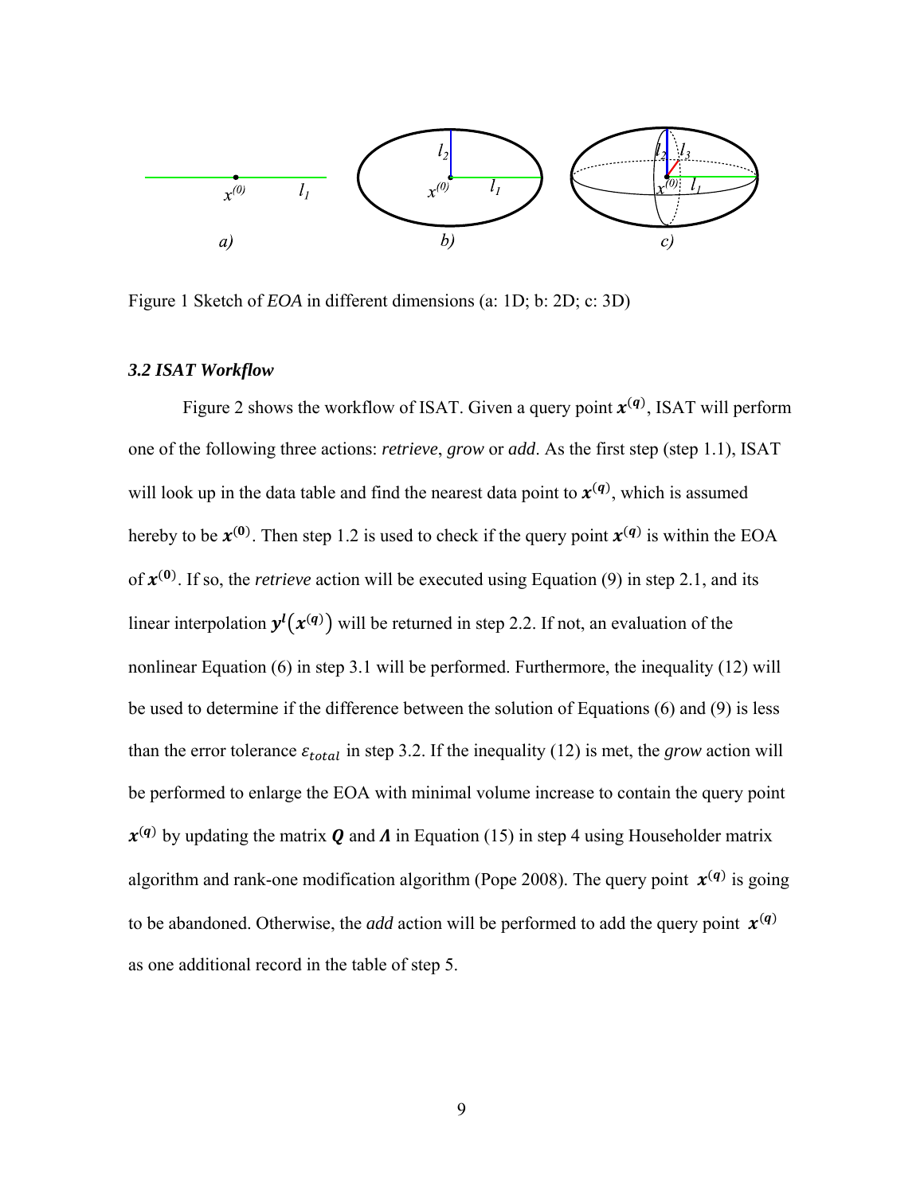Figure 1 Sketch of *EOA* in different dimensions (a: 1D; b: 2D; c: 3D)

### *3.2 ISAT Workflow*

Figure 2 shows the workflow of ISAT. Given a query point $\boldsymbol{x}^{(\boldsymbol{q})}$, ISAT will perform one of the following three actions: *retrieve*, *grow* or *add*. As the first step (step 1.1), ISAT will look up in the data table and find the nearest data point to $\boldsymbol{x}^{(\boldsymbol{q})}$, which is assumed hereby to be $\boldsymbol{x}^{(\mathbf{0})}$. Then step 1.2 is used to check if the query point $\boldsymbol{x}^{(\boldsymbol{q})}$ is within the EOA of $\boldsymbol{x}^{(\mathbf{0})}$. If so, the *retrieve* action will be executed using Equation (9) in step 2.1, and its linear interpolation $\boldsymbol{y}^{\boldsymbol{l}}\left(\boldsymbol{x}^{(\boldsymbol{q})}\right)$ will be returned in step 2.2. If not, an evaluation of the nonlinear Equation (6) in step 3.1 will be performed. Furthermore, the inequality (12) will be used to determine if the difference between the solution of Equations (6) and (9) is less than the error tolerance $\varepsilon_{total}$ in step 3.2. If the inequality (12) is met, the *grow* action will be performed to enlarge the EOA with minimal volume increase to contain the query point $\boldsymbol{x}^{(\boldsymbol{q})}$ by updating the matrix $\boldsymbol{Q}$ and $\boldsymbol{\Lambda}$ in Equation (15) in step 4 using Householder matrix algorithm and rank-one modification algorithm (Pope 2008). The query point $\boldsymbol{x}^{(\boldsymbol{q})}$ is going to be abandoned. Otherwise, the *add* action will be performed to add the query point $\boldsymbol{x}^{(\boldsymbol{q})}$ as one additional record in the table of step 5.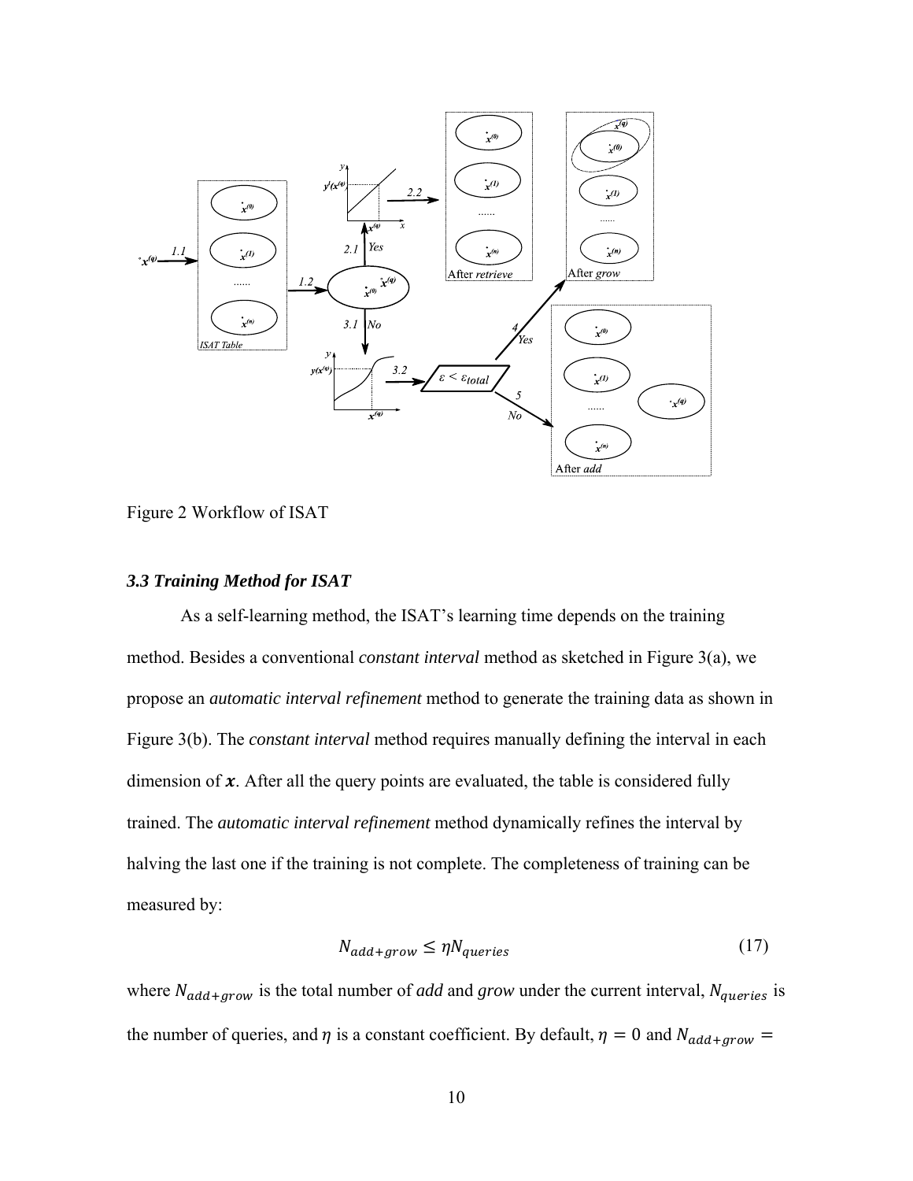Figure 2 Workflow of ISAT

### *3.3 Training Method for ISAT*

As a self-learning method, the ISAT's learning time depends on the training method. Besides a conventional *constant interval* method as sketched in Figure 3(a), we propose an *automatic interval refinement* method to generate the training data as shown in Figure 3(b). The *constant interval* method requires manually defining the interval in each dimension of $\boldsymbol{x}$. After all the query points are evaluated, the table is considered fully trained. The *automatic interval refinement* method dynamically refines the interval by halving the last one if the training is not complete. The completeness of training can be measured by:

$$N_{add+grow} \leq \eta N_{queries} \tag{17}$$

where $N_{add+grow}$ is the total number of *add* and *grow* under the current interval, $N_{queries}$ is the number of queries, and $\eta$ is a constant coefficient. By default, $\eta = 0$ and $N_{add+grow} =$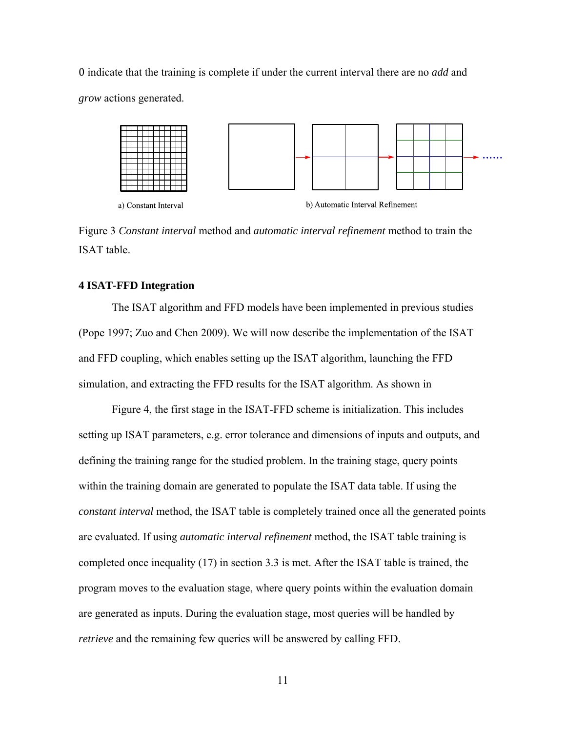0 indicate that the training is complete if under the current interval there are no *add* and *grow* actions generated.

a) Constant Interval

b) Automatic Interval Refinement

Figure 3 *Constant interval* method and *automatic interval refinement* method to train the ISAT table.

## 4 ISAT-FFD Integration

The ISAT algorithm and FFD models have been implemented in previous studies (Pope 1997; Zuo and Chen 2009). We will now describe the implementation of the ISAT and FFD coupling, which enables setting up the ISAT algorithm, launching the FFD simulation, and extracting the FFD results for the ISAT algorithm. As shown in

Figure 4, the first stage in the ISAT-FFD scheme is initialization. This includes setting up ISAT parameters, e.g. error tolerance and dimensions of inputs and outputs, and defining the training range for the studied problem. In the training stage, query points within the training domain are generated to populate the ISAT data table. If using the *constant interval* method, the ISAT table is completely trained once all the generated points are evaluated. If using *automatic interval refinement* method, the ISAT table training is completed once inequality (17) in section 3.3 is met. After the ISAT table is trained, the program moves to the evaluation stage, where query points within the evaluation domain are generated as inputs. During the evaluation stage, most queries will be handled by *retrieve* and the remaining few queries will be answered by calling FFD.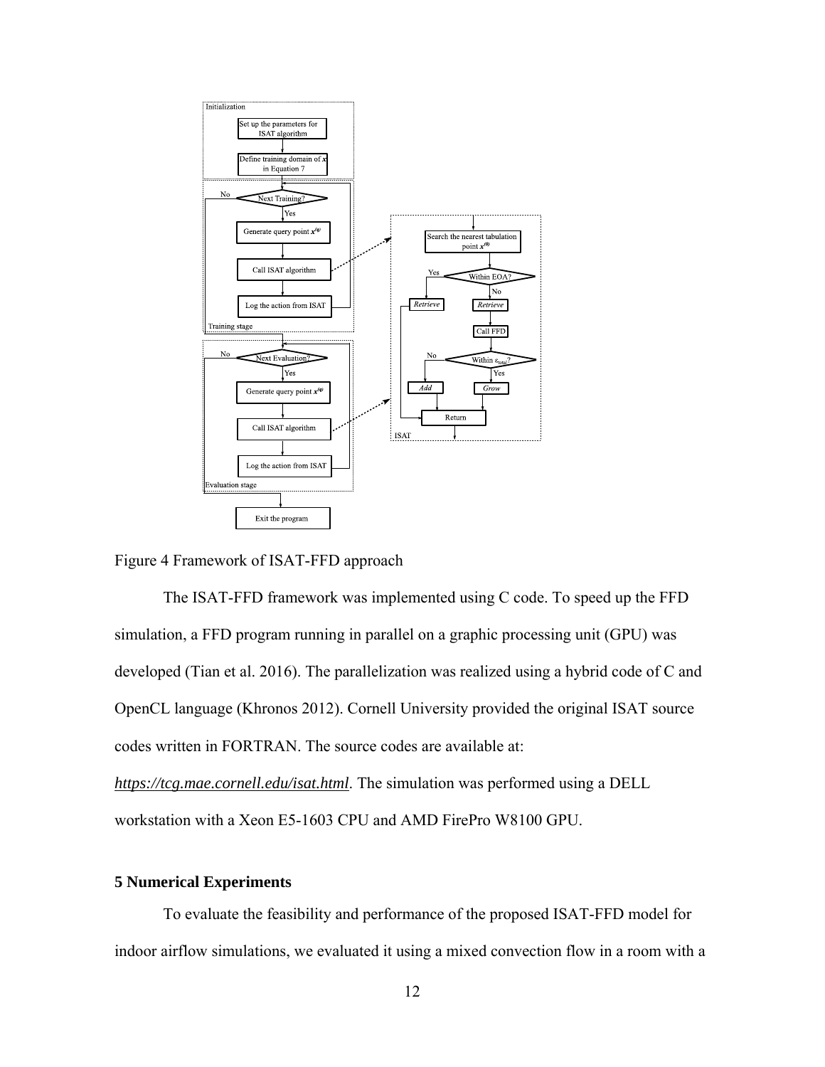Figure 4 Framework of ISAT-FFD approach

The ISAT-FFD framework was implemented using C code. To speed up the FFD simulation, a FFD program running in parallel on a graphic processing unit (GPU) was developed (Tian et al. 2016). The parallelization was realized using a hybrid code of C and OpenCL language (Khronos 2012). Cornell University provided the original ISAT source codes written in FORTRAN. The source codes are available at: *https://tcg.mae.cornell.edu/isat.html*. The simulation was performed using a DELL workstation with a Xeon E5-1603 CPU and AMD FirePro W8100 GPU.

## 5 Numerical Experiments

To evaluate the feasibility and performance of the proposed ISAT-FFD model for indoor airflow simulations, we evaluated it using a mixed convection flow in a room with a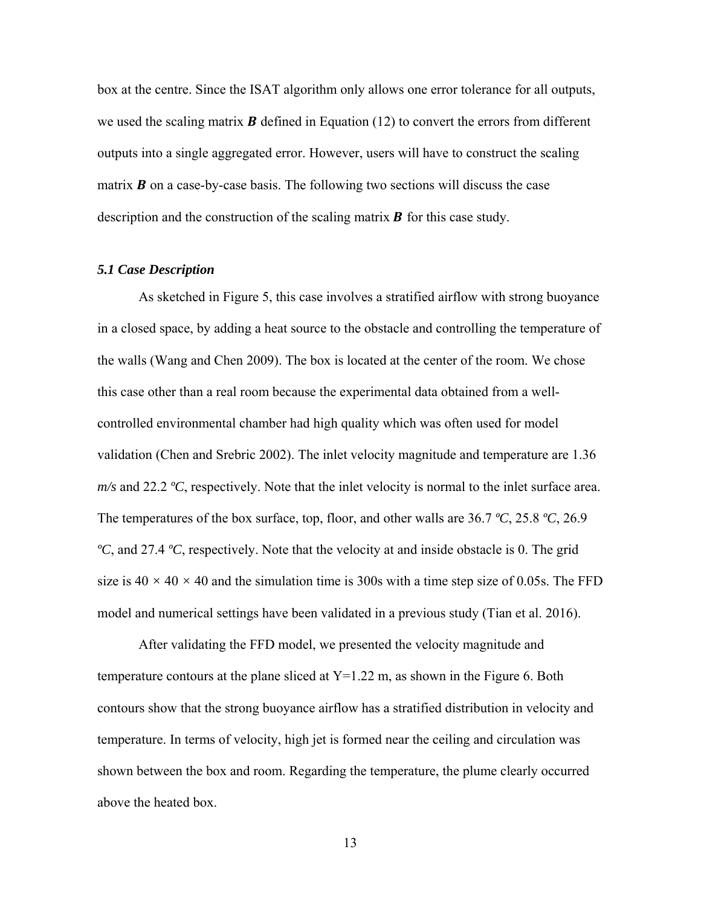box at the centre. Since the ISAT algorithm only allows one error tolerance for all outputs, we used the scaling matrix $\boldsymbol{B}$ defined in Equation (12) to convert the errors from different outputs into a single aggregated error. However, users will have to construct the scaling matrix $\boldsymbol{B}$ on a case-by-case basis. The following two sections will discuss the case description and the construction of the scaling matrix $\boldsymbol{B}$ for this case study.

### *5.1 Case Description*

As sketched in Figure 5, this case involves a stratified airflow with strong buoyance in a closed space, by adding a heat source to the obstacle and controlling the temperature of the walls (Wang and Chen 2009). The box is located at the center of the room. We chose this case other than a real room because the experimental data obtained from a well-controlled environmental chamber had high quality which was often used for model validation (Chen and Srebric 2002). The inlet velocity magnitude and temperature are 1.36 *m/s* and 22.2 *ºC*, respectively. Note that the inlet velocity is normal to the inlet surface area. The temperatures of the box surface, top, floor, and other walls are 36.7 *ºC*, 25.8 *ºC*, 26.9 *ºC*, and 27.4 *ºC*, respectively. Note that the velocity at and inside obstacle is 0. The grid size is $40 \times 40 \times 40$ and the simulation time is 300s with a time step size of 0.05s. The FFD model and numerical settings have been validated in a previous study (Tian et al. 2016).

After validating the FFD model, we presented the velocity magnitude and temperature contours at the plane sliced at Y=1.22 m, as shown in the Figure 6. Both contours show that the strong buoyance airflow has a stratified distribution in velocity and temperature. In terms of velocity, high jet is formed near the ceiling and circulation was shown between the box and room. Regarding the temperature, the plume clearly occurred above the heated box.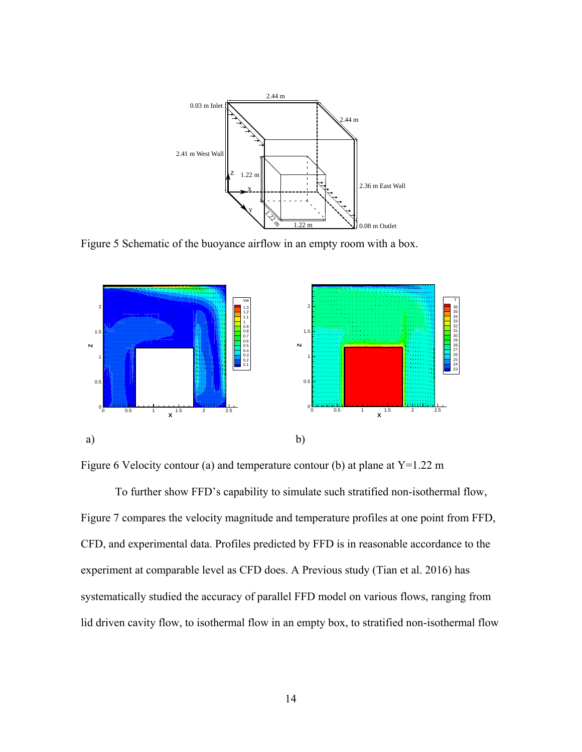Figure 5 Schematic of the buoyance airflow in an empty room with a box.

a)

b)

Figure 6 Velocity contour (a) and temperature contour (b) at plane at Y=1.22 m

To further show FFD's capability to simulate such stratified non-isothermal flow, Figure 7 compares the velocity magnitude and temperature profiles at one point from FFD, CFD, and experimental data. Profiles predicted by FFD is in reasonable accordance to the experiment at comparable level as CFD does. A Previous study (Tian et al. 2016) has systematically studied the accuracy of parallel FFD model on various flows, ranging from lid driven cavity flow, to isothermal flow in an empty box, to stratified non-isothermal flow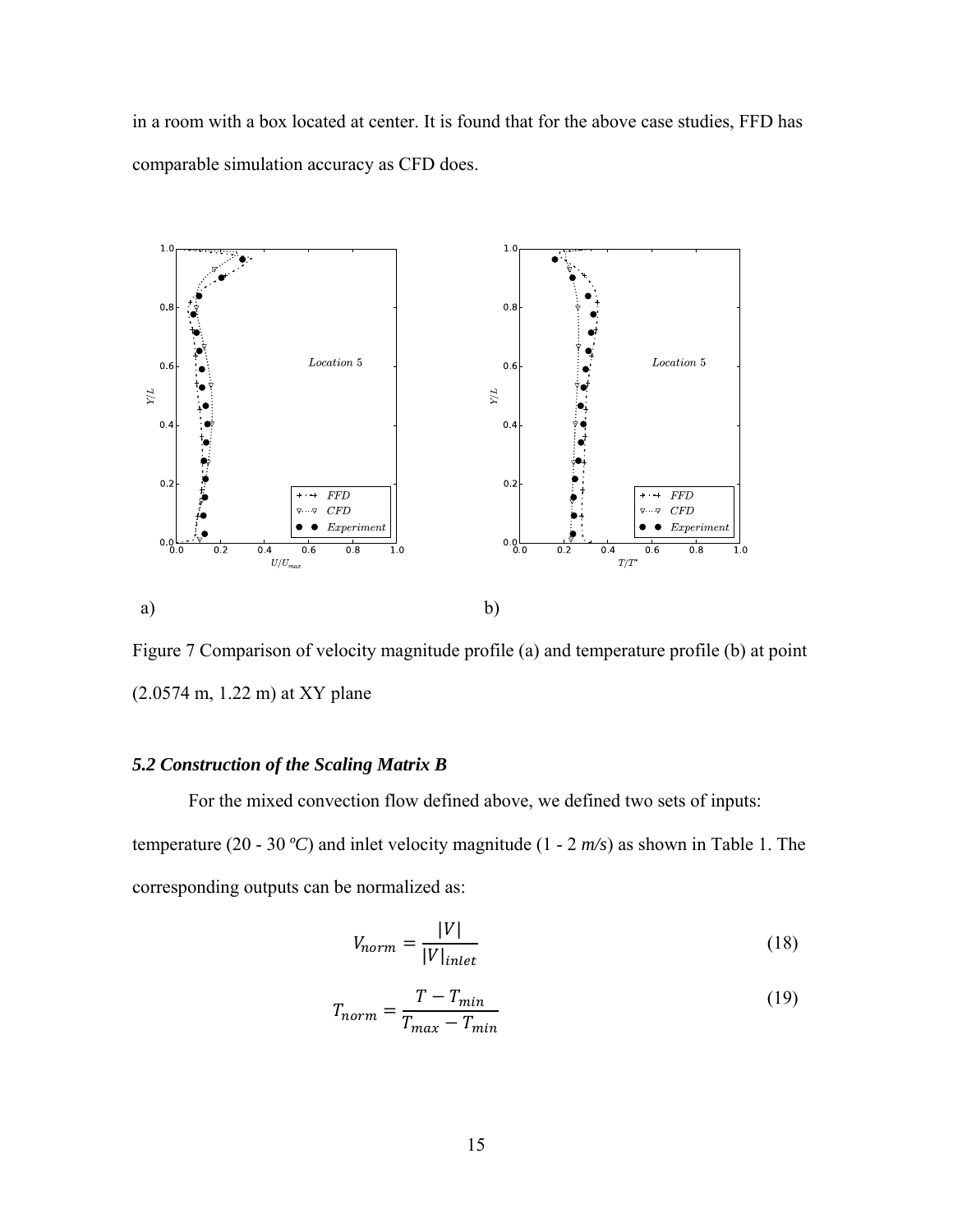in a room with a box located at center. It is found that for the above case studies, FFD has comparable simulation accuracy as CFD does.

a) b)

Figure 7 Comparison of velocity magnitude profile (a) and temperature profile (b) at point (2.0574 m, 1.22 m) at XY plane

### *5.2 Construction of the Scaling Matrix B*

For the mixed convection flow defined above, we defined two sets of inputs: temperature (20 - 30 *ºC*) and inlet velocity magnitude (1 - 2 *m/s*) as shown in Table 1. The corresponding outputs can be normalized as:

$$V_{norm} = \frac{|V|}{|V|_{inlet}} \tag{18}$$

$$T_{norm} = \frac{T - T_{min}}{T_{max} - T_{min}} \tag{19}$$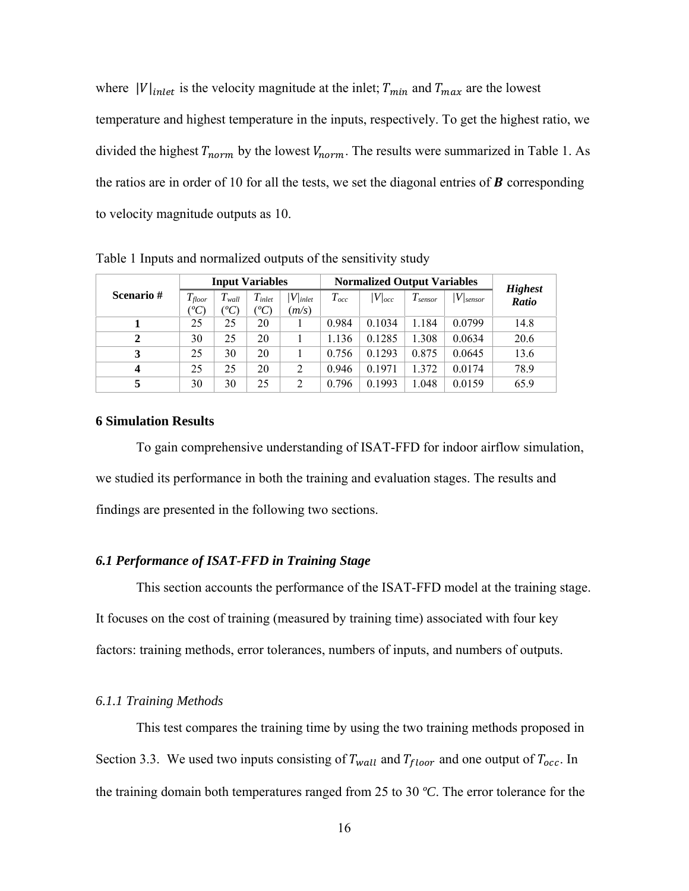where $|V|_{inlet}$ is the velocity magnitude at the inlet; $T_{min}$ and $T_{max}$ are the lowest temperature and highest temperature in the inputs, respectively. To get the highest ratio, we divided the highest $T_{norm}$ by the lowest $V_{norm}$. The results were summarized in Table 1. As the ratios are in order of 10 for all the tests, we set the diagonal entries of $\boldsymbol{B}$ corresponding to velocity magnitude outputs as 10.

Table 1 Inputs and normalized outputs of the sensitivity study

| Scenario # | Input Variables | | | | Normalized Output Variables | | | | *Highest Ratio* |
|---|---|---|---|---|---|---|---|---|---|
| | $T_{floor}$ (°C) | $T_{wall}$ (°C) | $T_{inlet}$ (°C) | $\|V\|_{inlet}$ (m/s) | $T_{occ}$ | $\|V\|_{occ}$ | $T_{sensor}$ | $\|V\|_{sensor}$ | |
| **1** | 25 | 25 | 20 | 1 | 0.984 | 0.1034 | 1.184 | 0.0799 | 14.8 |
| **2** | 30 | 25 | 20 | 1 | 1.136 | 0.1285 | 1.308 | 0.0634 | 20.6 |
| **3** | 25 | 30 | 20 | 1 | 0.756 | 0.1293 | 0.875 | 0.0645 | 13.6 |
| **4** | 25 | 25 | 20 | 2 | 0.946 | 0.1971 | 1.372 | 0.0174 | 78.9 |
| **5** | 30 | 30 | 25 | 2 | 0.796 | 0.1993 | 1.048 | 0.0159 | 65.9 |

## 6 Simulation Results

To gain comprehensive understanding of ISAT-FFD for indoor airflow simulation, we studied its performance in both the training and evaluation stages. The results and findings are presented in the following two sections.

### *6.1 Performance of ISAT-FFD in Training Stage*

This section accounts the performance of the ISAT-FFD model at the training stage. It focuses on the cost of training (measured by training time) associated with four key factors: training methods, error tolerances, numbers of inputs, and numbers of outputs.

#### *6.1.1 Training Methods*

This test compares the training time by using the two training methods proposed in Section 3.3. We used two inputs consisting of $T_{wall}$ and $T_{floor}$ and one output of $T_{occ}$. In the training domain both temperatures ranged from 25 to 30 *ºC*. The error tolerance for the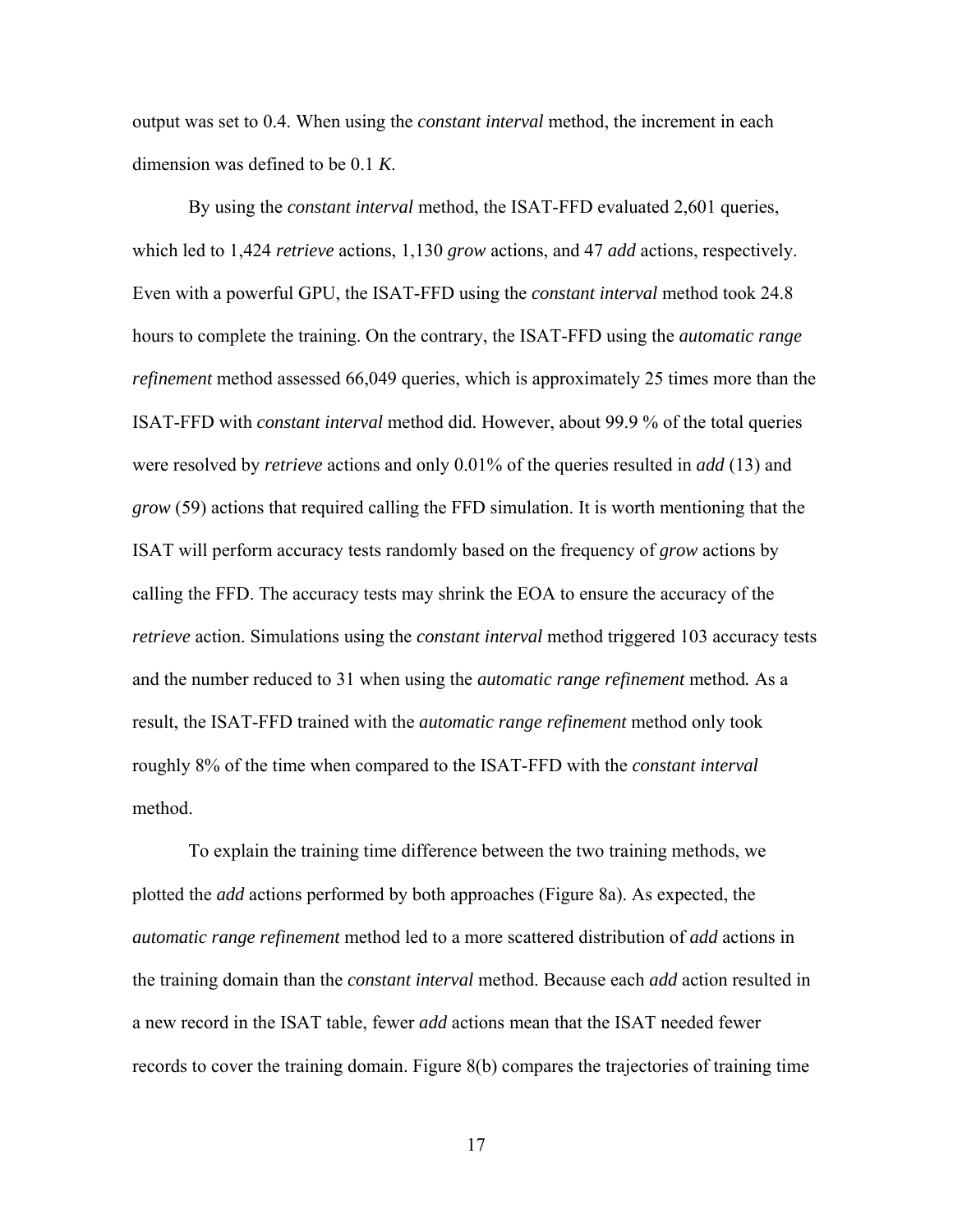output was set to 0.4. When using the *constant interval* method, the increment in each dimension was defined to be 0.1 *K*.

By using the *constant interval* method, the ISAT-FFD evaluated 2,601 queries, which led to 1,424 *retrieve* actions, 1,130 *grow* actions, and 47 *add* actions, respectively. Even with a powerful GPU, the ISAT-FFD using the *constant interval* method took 24.8 hours to complete the training. On the contrary, the ISAT-FFD using the *automatic range refinement* method assessed 66,049 queries, which is approximately 25 times more than the ISAT-FFD with *constant interval* method did. However, about 99.9 % of the total queries were resolved by *retrieve* actions and only 0.01% of the queries resulted in *add* (13) and *grow* (59) actions that required calling the FFD simulation. It is worth mentioning that the ISAT will perform accuracy tests randomly based on the frequency of *grow* actions by calling the FFD. The accuracy tests may shrink the EOA to ensure the accuracy of the *retrieve* action. Simulations using the *constant interval* method triggered 103 accuracy tests and the number reduced to 31 when using the *automatic range refinement* method. As a result, the ISAT-FFD trained with the *automatic range refinement* method only took roughly 8% of the time when compared to the ISAT-FFD with the *constant interval* method.

To explain the training time difference between the two training methods, we plotted the *add* actions performed by both approaches (Figure 8a). As expected, the *automatic range refinement* method led to a more scattered distribution of *add* actions in the training domain than the *constant interval* method. Because each *add* action resulted in a new record in the ISAT table, fewer *add* actions mean that the ISAT needed fewer records to cover the training domain. Figure 8(b) compares the trajectories of training time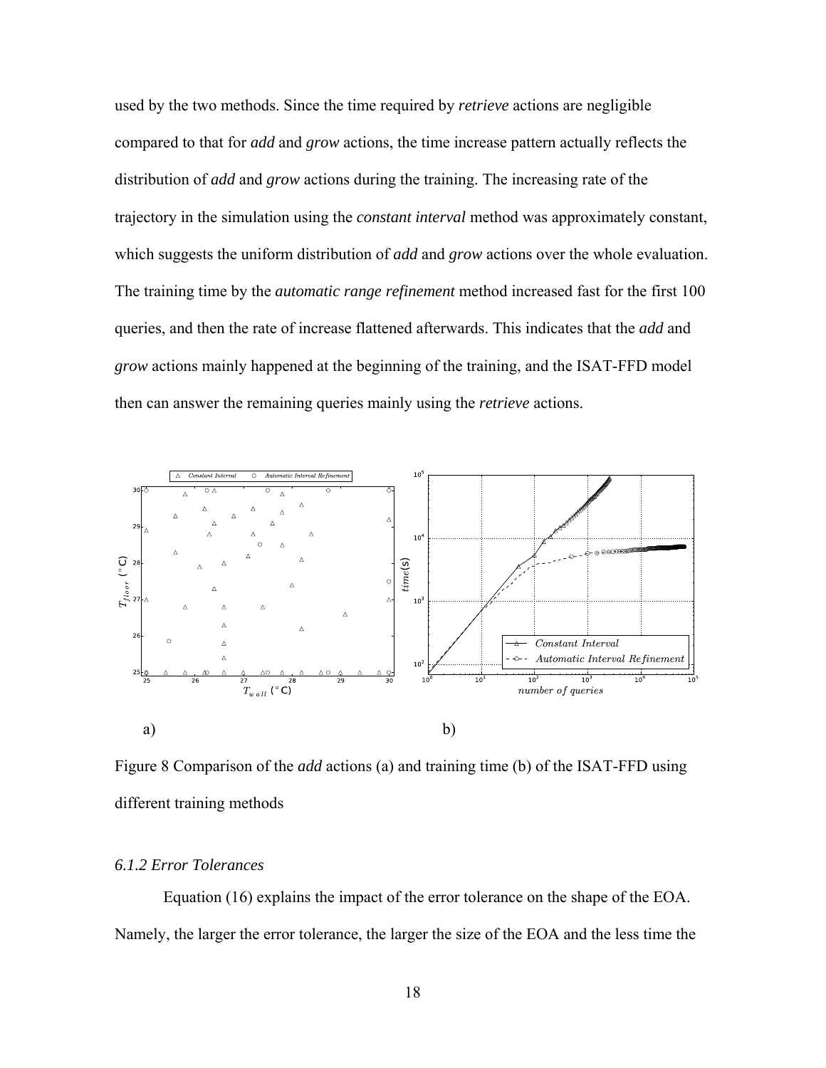used by the two methods. Since the time required by *retrieve* actions are negligible compared to that for *add* and *grow* actions, the time increase pattern actually reflects the distribution of *add* and *grow* actions during the training. The increasing rate of the trajectory in the simulation using the *constant interval* method was approximately constant, which suggests the uniform distribution of *add* and *grow* actions over the whole evaluation. The training time by the *automatic range refinement* method increased fast for the first 100 queries, and then the rate of increase flattened afterwards. This indicates that the *add* and *grow* actions mainly happened at the beginning of the training, and the ISAT-FFD model then can answer the remaining queries mainly using the *retrieve* actions.

a) b)

Figure 8 Comparison of the *add* actions (a) and training time (b) of the ISAT-FFD using different training methods

### *6.1.2 Error Tolerances*

Equation (16) explains the impact of the error tolerance on the shape of the EOA. Namely, the larger the error tolerance, the larger the size of the EOA and the less time the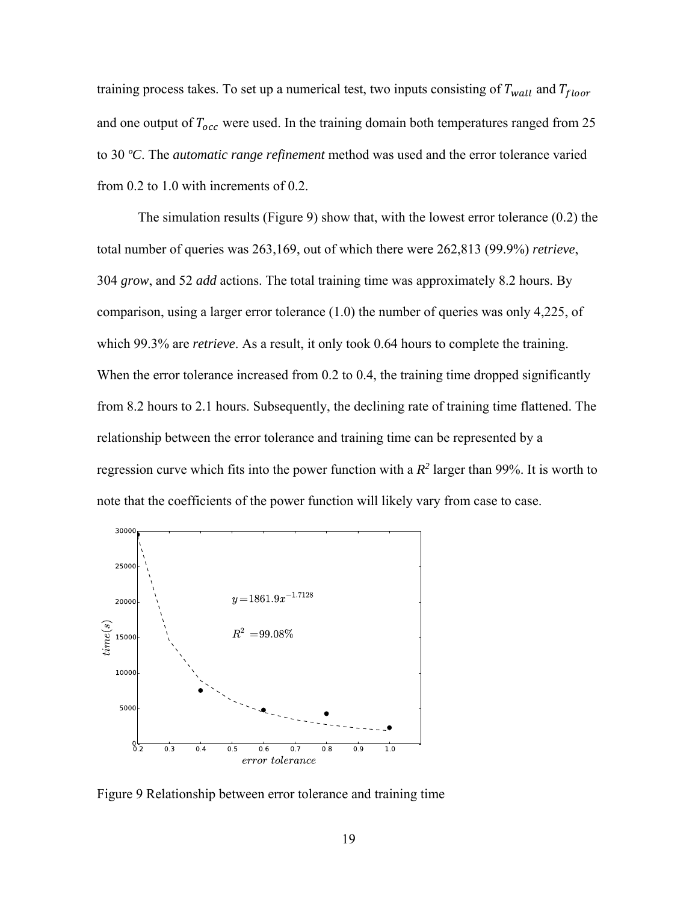training process takes. To set up a numerical test, two inputs consisting of $T_{wall}$ and $T_{floor}$ and one output of $T_{occ}$ were used. In the training domain both temperatures ranged from 25 to 30 *ºC*. The *automatic range refinement* method was used and the error tolerance varied from 0.2 to 1.0 with increments of 0.2.

The simulation results (Figure 9) show that, with the lowest error tolerance (0.2) the total number of queries was 263,169, out of which there were 262,813 (99.9%) *retrieve*, 304 *grow*, and 52 *add* actions. The total training time was approximately 8.2 hours. By comparison, using a larger error tolerance (1.0) the number of queries was only 4,225, of which 99.3% are *retrieve*. As a result, it only took 0.64 hours to complete the training. When the error tolerance increased from 0.2 to 0.4, the training time dropped significantly from 8.2 hours to 2.1 hours. Subsequently, the declining rate of training time flattened. The relationship between the error tolerance and training time can be represented by a regression curve which fits into the power function with a $R^2$ larger than 99%. It is worth to note that the coefficients of the power function will likely vary from case to case.

Figure 9 Relationship between error tolerance and training time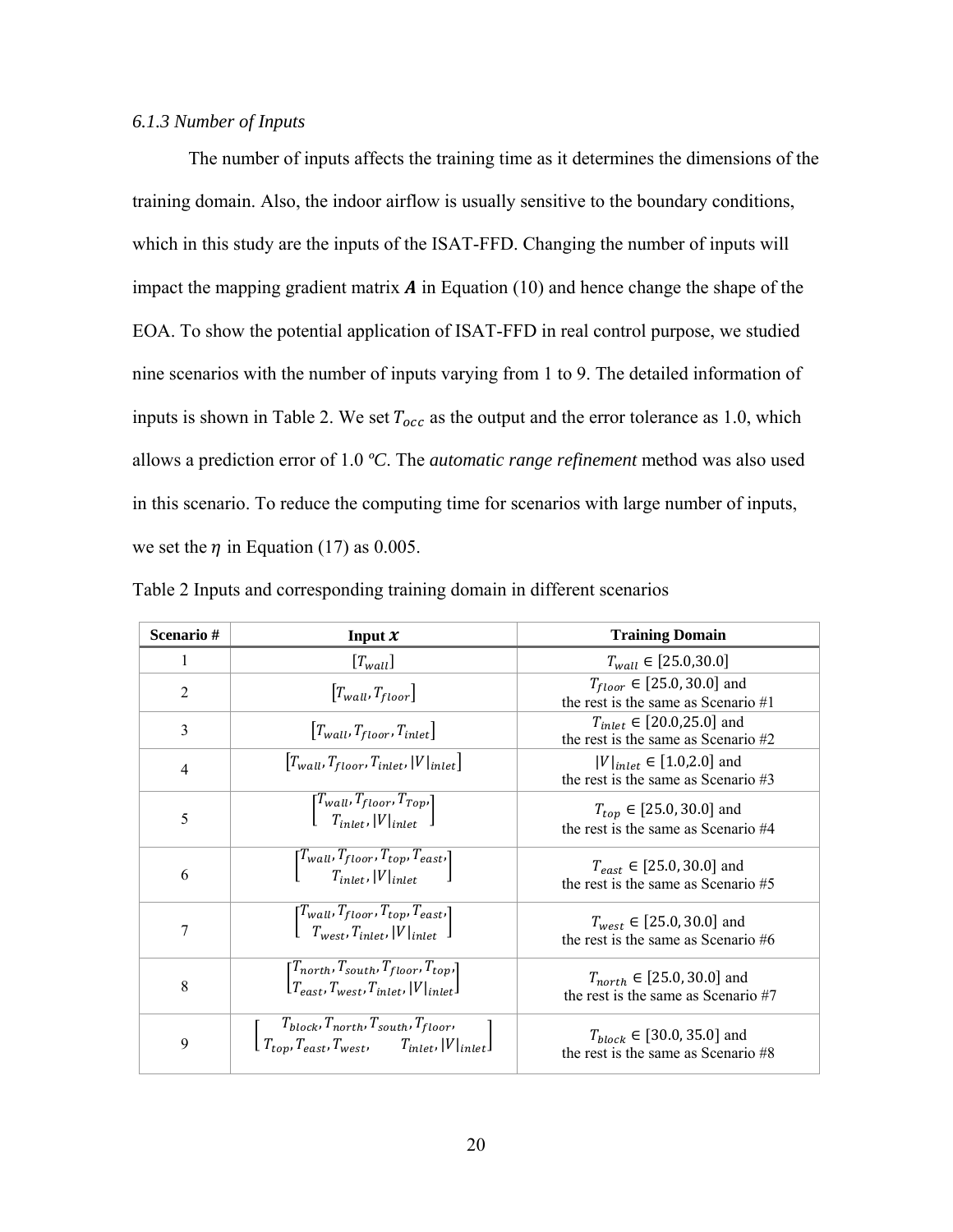### *6.1.3 Number of Inputs*

The number of inputs affects the training time as it determines the dimensions of the training domain. Also, the indoor airflow is usually sensitive to the boundary conditions, which in this study are the inputs of the ISAT-FFD. Changing the number of inputs will impact the mapping gradient matrix $\boldsymbol{A}$ in Equation (10) and hence change the shape of the EOA. To show the potential application of ISAT-FFD in real control purpose, we studied nine scenarios with the number of inputs varying from 1 to 9. The detailed information of inputs is shown in Table 2. We set $T_{occ}$ as the output and the error tolerance as 1.0, which allows a prediction error of 1.0 *ºC*. The *automatic range refinement* method was also used in this scenario. To reduce the computing time for scenarios with large number of inputs, we set the $\eta$ in Equation (17) as 0.005.

Table 2 Inputs and corresponding training domain in different scenarios

| Scenario # | Input $\boldsymbol{x}$ | Training Domain |
|---|---|---|
| 1 | $[T_{wall}]$ | $T_{wall} \in [25.0, 30.0]$ |
| 2 | $[T_{wall}, T_{floor}]$ | $T_{floor} \in [25.0, 30.0]$ and the rest is the same as Scenario #1 |
| 3 | $[T_{wall}, T_{floor}, T_{inlet}]$ | $T_{inlet} \in [20.0, 25.0]$ and the rest is the same as Scenario #2 |
| 4 | $[T_{wall}, T_{floor}, T_{inlet}, \lvert V \rvert_{inlet}]$ | $\lvert V \rvert_{inlet} \in [1.0, 2.0]$ and the rest is the same as Scenario #3 |
| 5 | $\begin{bmatrix} T_{wall}, T_{floor}, T_{Top}, \\ T_{inlet}, \lvert V \rvert_{inlet} \end{bmatrix}$ | $T_{top} \in [25.0, 30.0]$ and the rest is the same as Scenario #4 |
| 6 | $\begin{bmatrix} T_{wall}, T_{floor}, T_{top}, T_{east}, \\ T_{inlet}, \lvert V \rvert_{inlet} \end{bmatrix}$ | $T_{east} \in [25.0, 30.0]$ and the rest is the same as Scenario #5 |
| 7 | $\begin{bmatrix} T_{wall}, T_{floor}, T_{top}, T_{east}, \\ T_{west}, T_{inlet}, \lvert V \rvert_{inlet} \end{bmatrix}$ | $T_{west} \in [25.0, 30.0]$ and the rest is the same as Scenario #6 |
| 8 | $\begin{bmatrix} T_{north}, T_{south}, T_{floor}, T_{top}, \\ T_{east}, T_{west}, T_{inlet}, \lvert V \rvert_{inlet} \end{bmatrix}$ | $T_{north} \in [25.0, 30.0]$ and the rest is the same as Scenario #7 |
| 9 | $\begin{bmatrix} T_{block}, T_{north}, T_{south}, T_{floor}, \\ T_{top}, T_{east}, T_{west}, \quad T_{inlet}, \lvert V \rvert_{inlet} \end{bmatrix}$ | $T_{block} \in [30.0, 35.0]$ and the rest is the same as Scenario #8 |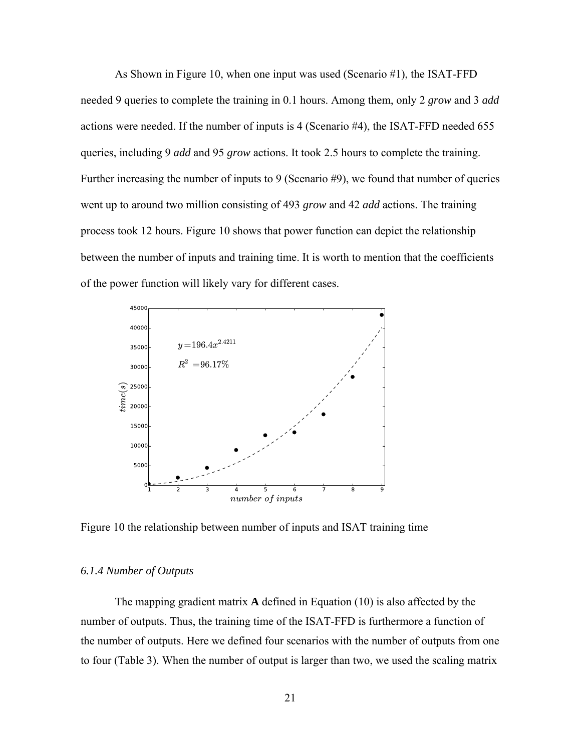As Shown in Figure 10, when one input was used (Scenario #1), the ISAT-FFD needed 9 queries to complete the training in 0.1 hours. Among them, only 2 *grow* and 3 *add* actions were needed. If the number of inputs is 4 (Scenario #4), the ISAT-FFD needed 655 queries, including 9 *add* and 95 *grow* actions. It took 2.5 hours to complete the training. Further increasing the number of inputs to 9 (Scenario #9), we found that number of queries went up to around two million consisting of 493 *grow* and 42 *add* actions. The training process took 12 hours. Figure 10 shows that power function can depict the relationship between the number of inputs and training time. It is worth to mention that the coefficients of the power function will likely vary for different cases.

Figure 10 the relationship between number of inputs and ISAT training time

### *6.1.4 Number of Outputs*

The mapping gradient matrix **A** defined in Equation (10) is also affected by the number of outputs. Thus, the training time of the ISAT-FFD is furthermore a function of the number of outputs. Here we defined four scenarios with the number of outputs from one to four (Table 3). When the number of output is larger than two, we used the scaling matrix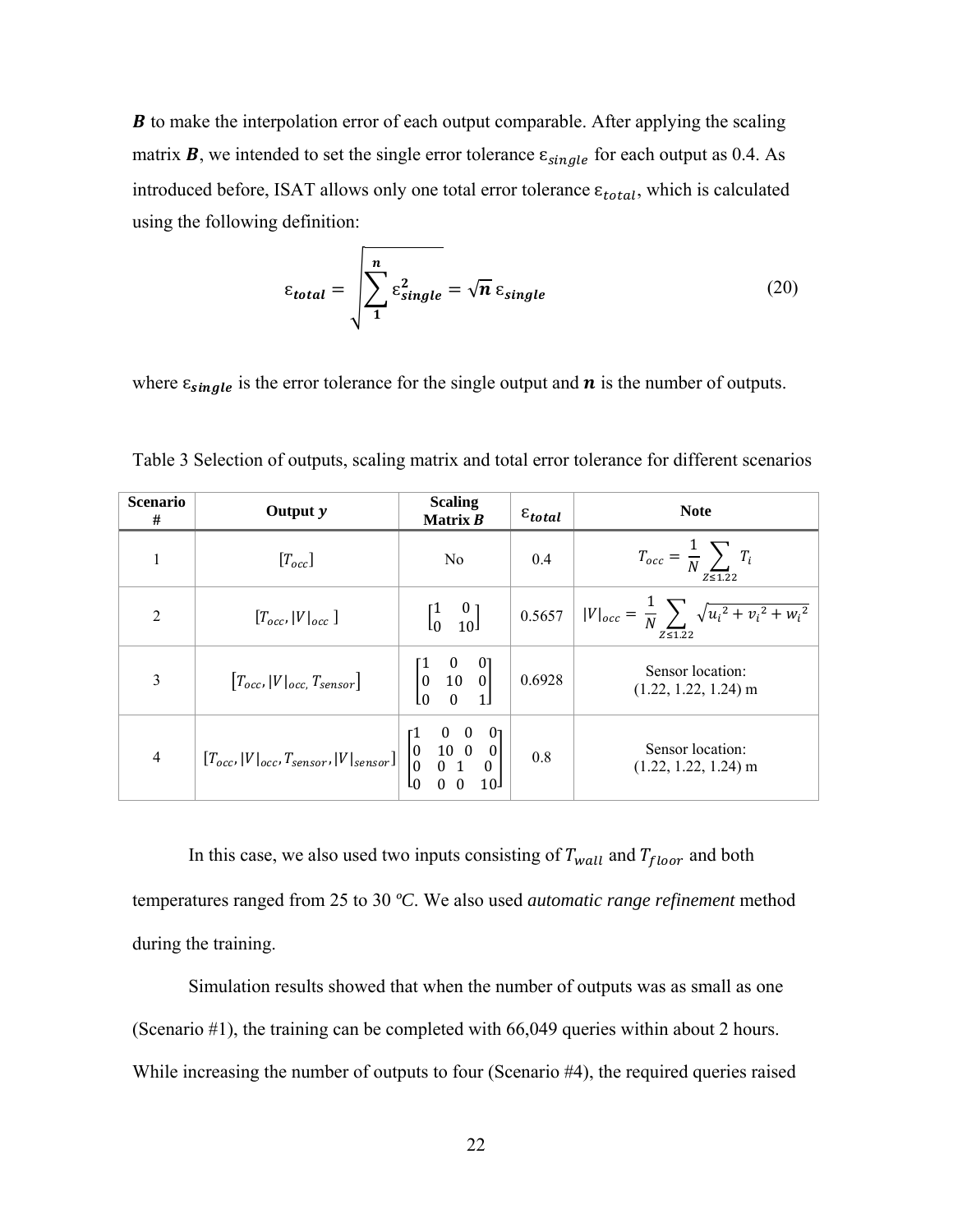$\boldsymbol{B}$ to make the interpolation error of each output comparable. After applying the scaling matrix $\boldsymbol{B}$, we intended to set the single error tolerance $\varepsilon_{single}$ for each output as 0.4. As introduced before, ISAT allows only one total error tolerance $\varepsilon_{total}$, which is calculated using the following definition:

$$\varepsilon_{total} = \sqrt{\sum_{1}^{n} \varepsilon_{single}^{2}} = \sqrt{n}\, \varepsilon_{single} \tag{20}$$

where $\varepsilon_{single}$ is the error tolerance for the single output and $\boldsymbol{n}$ is the number of outputs.

Table 3 Selection of outputs, scaling matrix and total error tolerance for different scenarios

| Scenario # | Output $y$ | Scaling Matrix $\boldsymbol{B}$ | $\varepsilon_{total}$ | Note |
|---|---|---|---|---|
| 1 | $[T_{occ}]$ | No | 0.4 | $T_{occ} = \frac{1}{N}\sum_{Z \le 1.22} T_i$ |
| 2 | $[T_{occ}, \lvert V\rvert_{occ}]$ | $\begin{bmatrix} 1 & 0 \\ 0 & 10 \end{bmatrix}$ | 0.5657 | $\lvert V\rvert_{occ} = \frac{1}{N}\sum_{Z \le 1.22} \sqrt{u_i^2 + v_i^2 + w_i^2}$ |
| 3 | $[T_{occ}, \lvert V\rvert_{occ}, T_{sensor}]$ | $\begin{bmatrix} 1 & 0 & 0 \\ 0 & 10 & 0 \\ 0 & 0 & 1 \end{bmatrix}$ | 0.6928 | Sensor location: (1.22, 1.22, 1.24) m |
| 4 | $[T_{occ}, \lvert V\rvert_{occ}, T_{sensor}, \lvert V\rvert_{sensor}]$ | $\begin{bmatrix} 1 & 0 & 0 & 0 \\ 0 & 10 & 0 & 0 \\ 0 & 0 & 1 & 0 \\ 0 & 0 & 0 & 10 \end{bmatrix}$ | 0.8 | Sensor location: (1.22, 1.22, 1.24) m |

In this case, we also used two inputs consisting of $T_{wall}$ and $T_{floor}$ and both temperatures ranged from 25 to 30 ºC. We also used *automatic range refinement* method during the training.

Simulation results showed that when the number of outputs was as small as one (Scenario #1), the training can be completed with 66,049 queries within about 2 hours. While increasing the number of outputs to four (Scenario #4), the required queries raised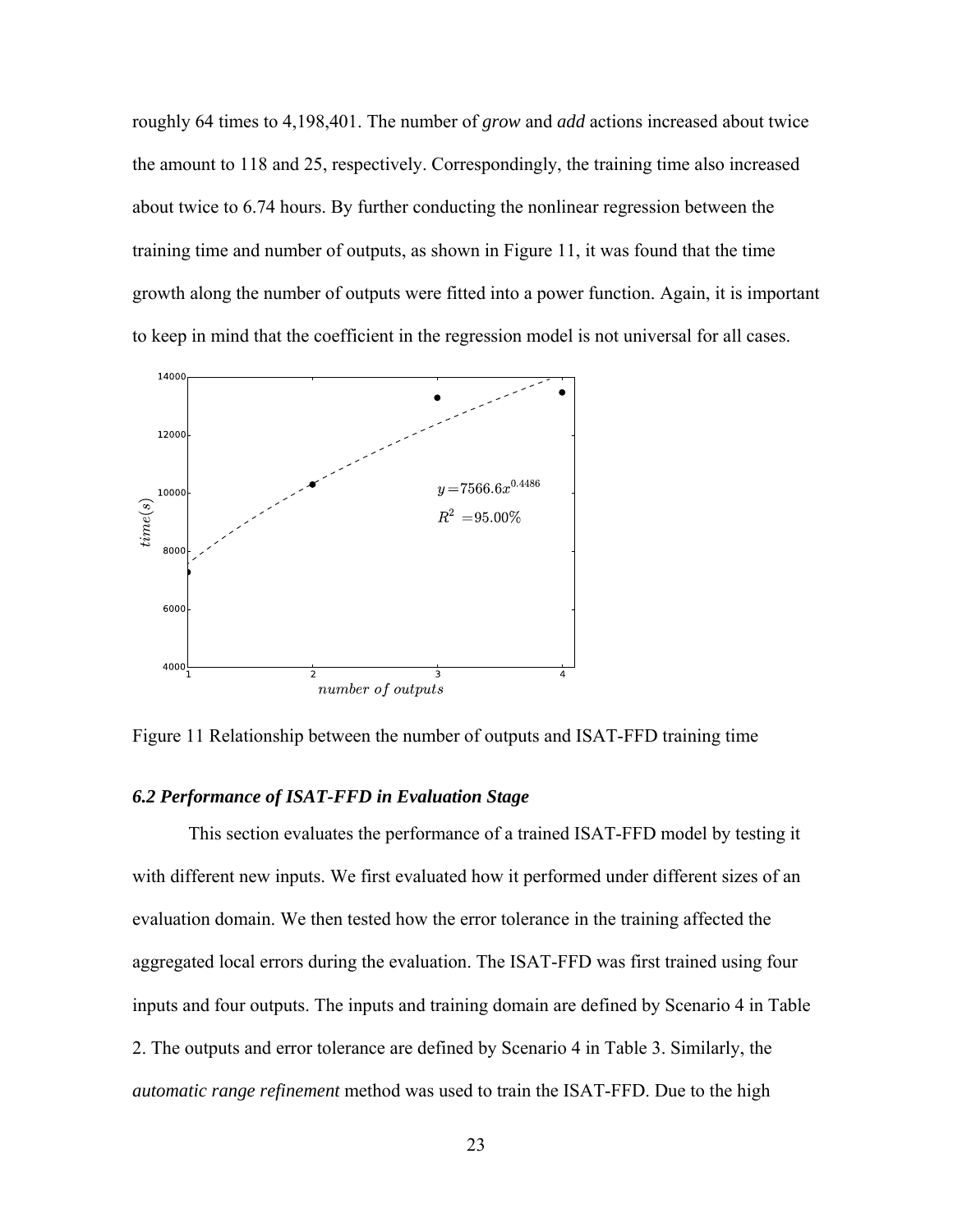roughly 64 times to 4,198,401. The number of *grow* and *add* actions increased about twice the amount to 118 and 25, respectively. Correspondingly, the training time also increased about twice to 6.74 hours. By further conducting the nonlinear regression between the training time and number of outputs, as shown in Figure 11, it was found that the time growth along the number of outputs were fitted into a power function. Again, it is important to keep in mind that the coefficient in the regression model is not universal for all cases.

Figure 11 Relationship between the number of outputs and ISAT-FFD training time

### *6.2 Performance of ISAT-FFD in Evaluation Stage*

This section evaluates the performance of a trained ISAT-FFD model by testing it with different new inputs. We first evaluated how it performed under different sizes of an evaluation domain. We then tested how the error tolerance in the training affected the aggregated local errors during the evaluation. The ISAT-FFD was first trained using four inputs and four outputs. The inputs and training domain are defined by Scenario 4 in Table 2. The outputs and error tolerance are defined by Scenario 4 in Table 3. Similarly, the *automatic range refinement* method was used to train the ISAT-FFD. Due to the high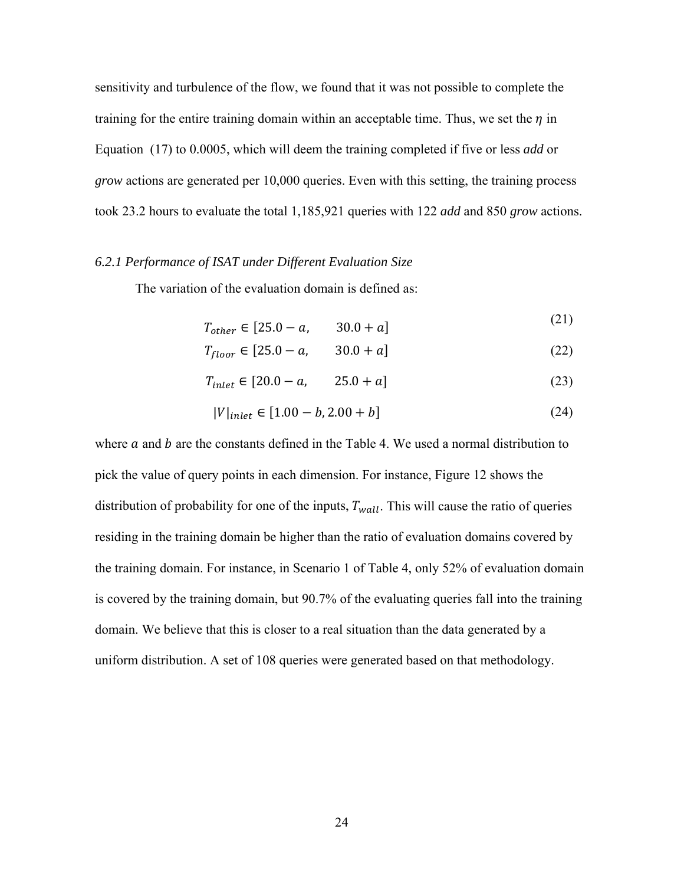sensitivity and turbulence of the flow, we found that it was not possible to complete the training for the entire training domain within an acceptable time. Thus, we set the $\eta$ in Equation (17) to 0.0005, which will deem the training completed if five or less *add* or *grow* actions are generated per 10,000 queries. Even with this setting, the training process took 23.2 hours to evaluate the total 1,185,921 queries with 122 *add* and 850 *grow* actions.

### *6.2.1 Performance of ISAT under Different Evaluation Size*

The variation of the evaluation domain is defined as:

$$T_{other} \in [25.0 - a, \quad 30.0 + a] \tag{21}$$

$$T_{floor} \in [25.0 - a, \quad 30.0 + a] \tag{22}$$

$$T_{inlet} \in [20.0 - a, \quad 25.0 + a] \tag{23}$$

$$|V|_{inlet} \in [1.00 - b, 2.00 + b] \tag{24}$$

where $a$ and $b$ are the constants defined in the Table 4. We used a normal distribution to pick the value of query points in each dimension. For instance, Figure 12 shows the distribution of probability for one of the inputs, $T_{wall}$. This will cause the ratio of queries residing in the training domain be higher than the ratio of evaluation domains covered by the training domain. For instance, in Scenario 1 of Table 4, only 52% of evaluation domain is covered by the training domain, but 90.7% of the evaluating queries fall into the training domain. We believe that this is closer to a real situation than the data generated by a uniform distribution. A set of 108 queries were generated based on that methodology.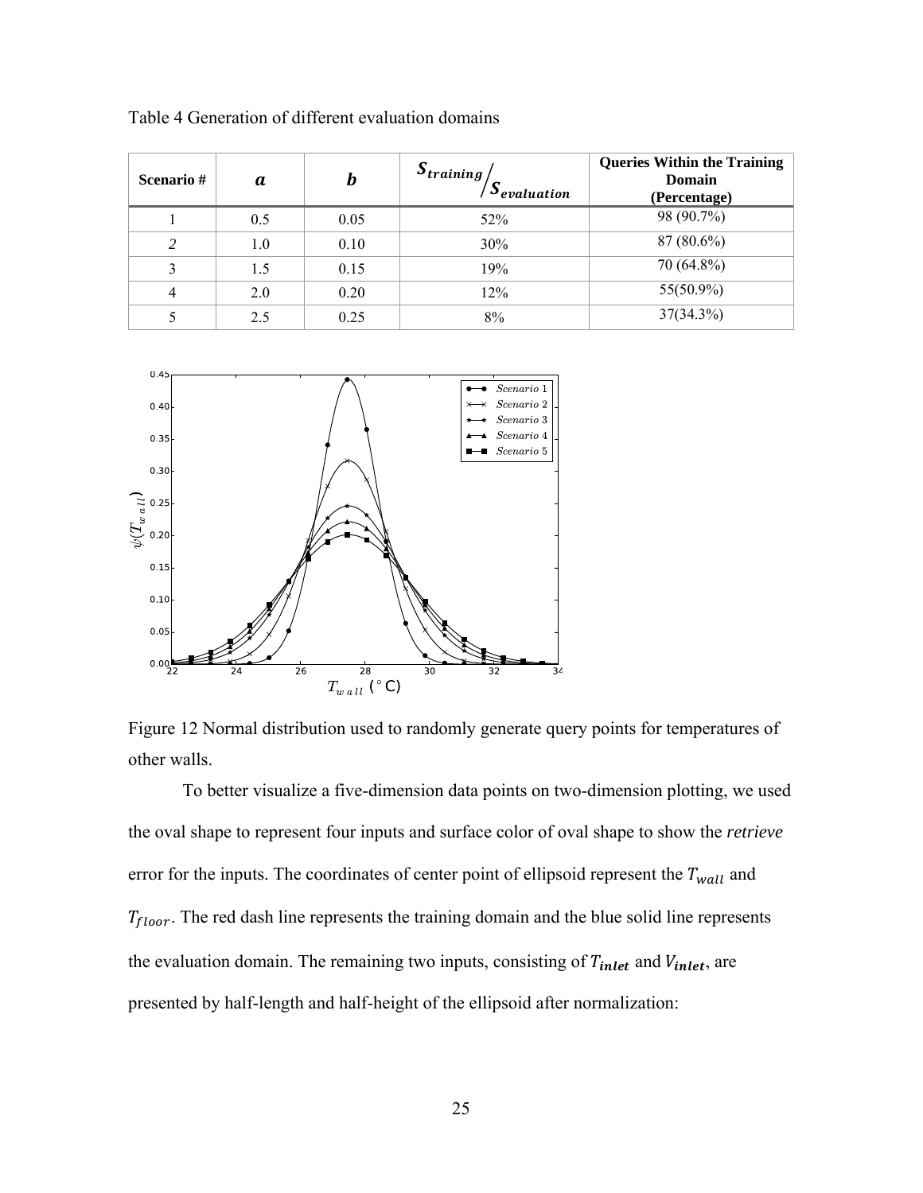Table 4 Generation of different evaluation domains

| Scenario # | $a$ | $b$ | $S_{training}/S_{evaluation}$ | Queries Within the Training Domain (Percentage) |
|---|---|---|---|---|
| 1 | 0.5 | 0.05 | 52% | 98 (90.7%) |
| *2* | 1.0 | 0.10 | 30% | 87 (80.6%) |
| 3 | 1.5 | 0.15 | 19% | 70 (64.8%) |
| 4 | 2.0 | 0.20 | 12% | 55(50.9%) |
| 5 | 2.5 | 0.25 | 8% | 37(34.3%) |

Figure 12 Normal distribution used to randomly generate query points for temperatures of other walls.

To better visualize a five-dimension data points on two-dimension plotting, we used the oval shape to represent four inputs and surface color of oval shape to show the *retrieve* error for the inputs. The coordinates of center point of ellipsoid represent the $T_{wall}$ and $T_{floor}$. The red dash line represents the training domain and the blue solid line represents the evaluation domain. The remaining two inputs, consisting of $T_{inlet}$ and $V_{inlet}$, are presented by half-length and half-height of the ellipsoid after normalization: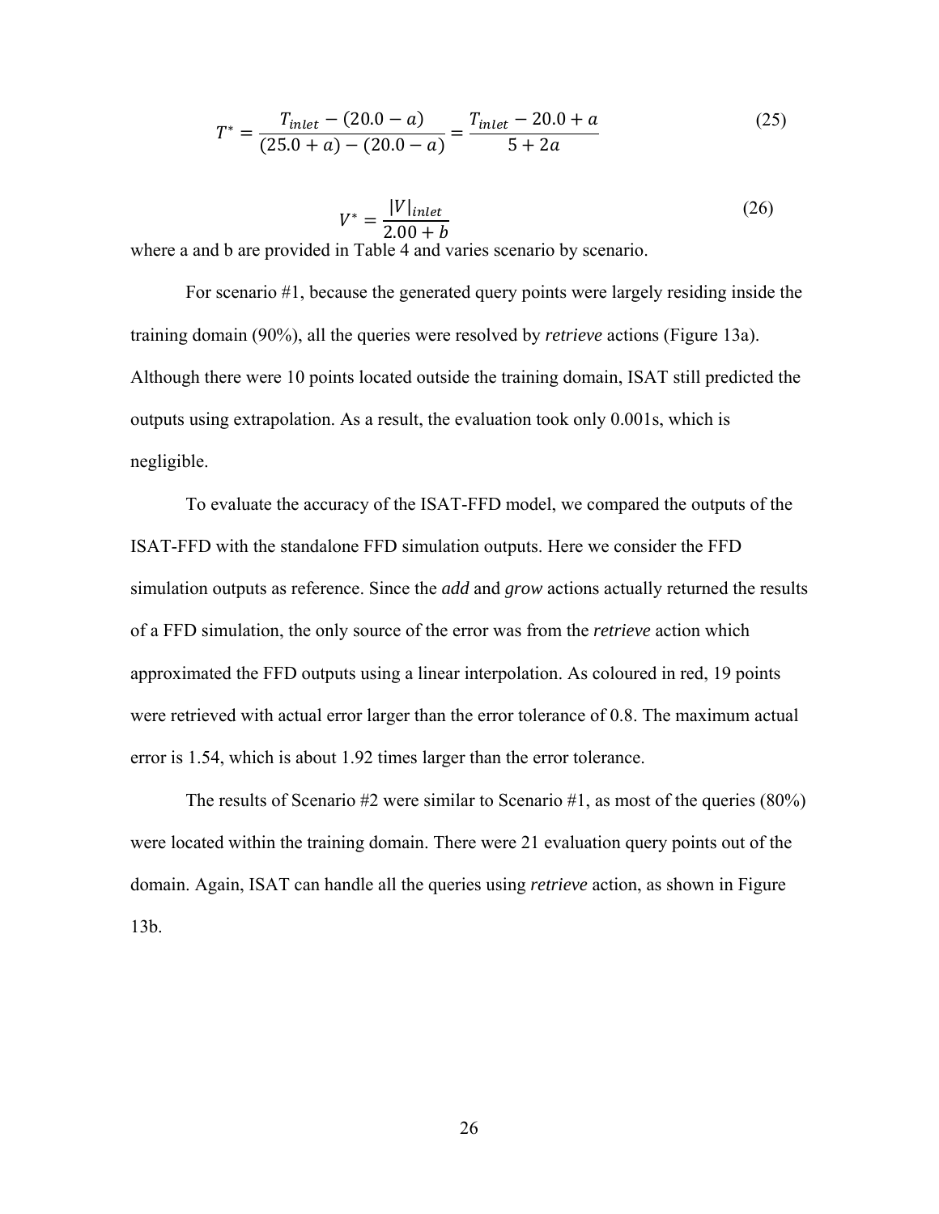$$T^* = \frac{T_{inlet} - (20.0 - a)}{(25.0 + a) - (20.0 - a)} = \frac{T_{inlet} - 20.0 + a}{5 + 2a} \tag{25}$$

$$V^* = \frac{|V|_{inlet}}{2.00 + b} \tag{26}$$

where a and b are provided in Table 4 and varies scenario by scenario.

For scenario #1, because the generated query points were largely residing inside the training domain (90%), all the queries were resolved by *retrieve* actions (Figure 13a). Although there were 10 points located outside the training domain, ISAT still predicted the outputs using extrapolation. As a result, the evaluation took only 0.001s, which is negligible.

To evaluate the accuracy of the ISAT-FFD model, we compared the outputs of the ISAT-FFD with the standalone FFD simulation outputs. Here we consider the FFD simulation outputs as reference. Since the *add* and *grow* actions actually returned the results of a FFD simulation, the only source of the error was from the *retrieve* action which approximated the FFD outputs using a linear interpolation. As coloured in red, 19 points were retrieved with actual error larger than the error tolerance of 0.8. The maximum actual error is 1.54, which is about 1.92 times larger than the error tolerance.

The results of Scenario #2 were similar to Scenario #1, as most of the queries (80%) were located within the training domain. There were 21 evaluation query points out of the domain. Again, ISAT can handle all the queries using *retrieve* action, as shown in Figure 13b.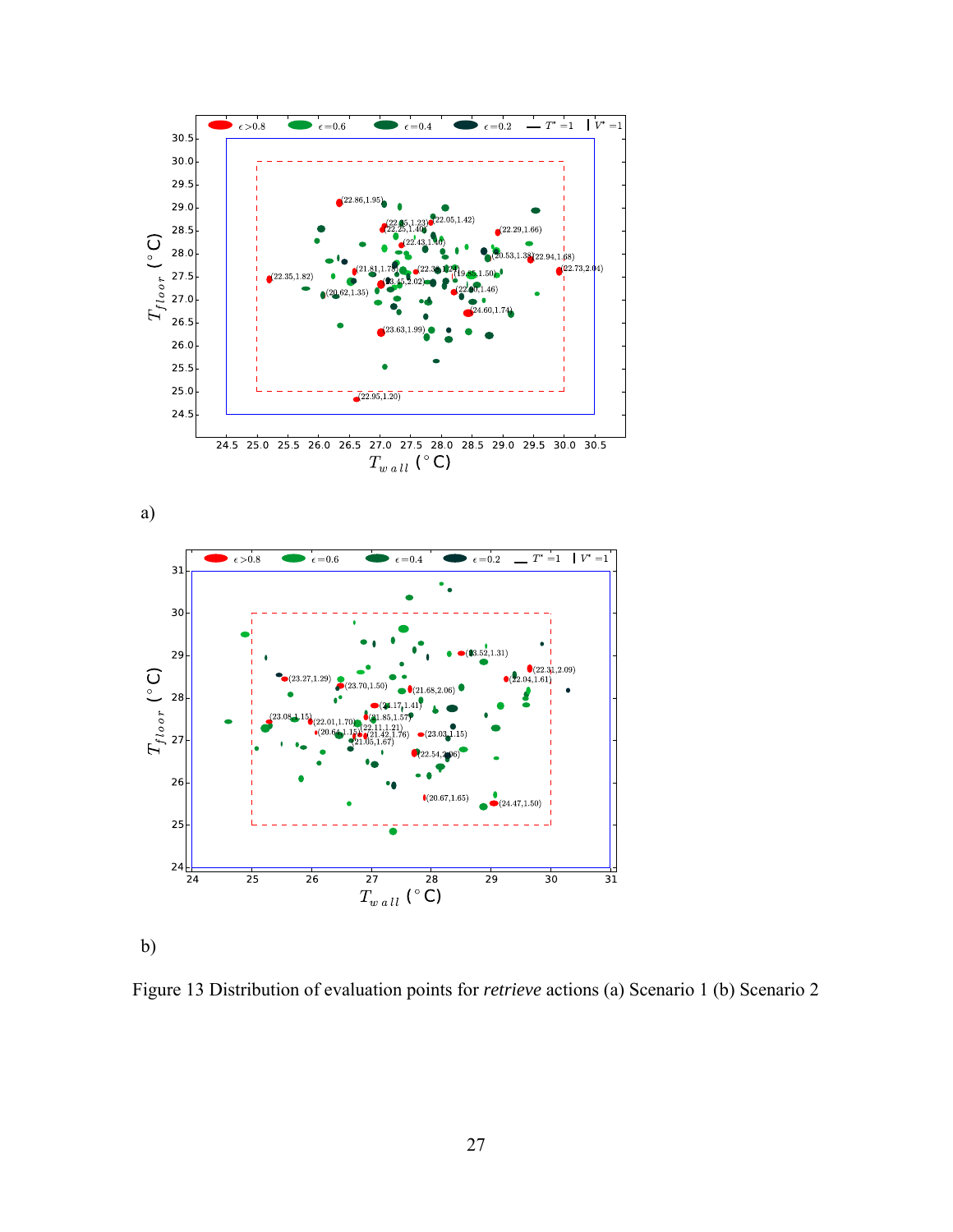a)

b)

Figure 13 Distribution of evaluation points for *retrieve* actions (a) Scenario 1 (b) Scenario 2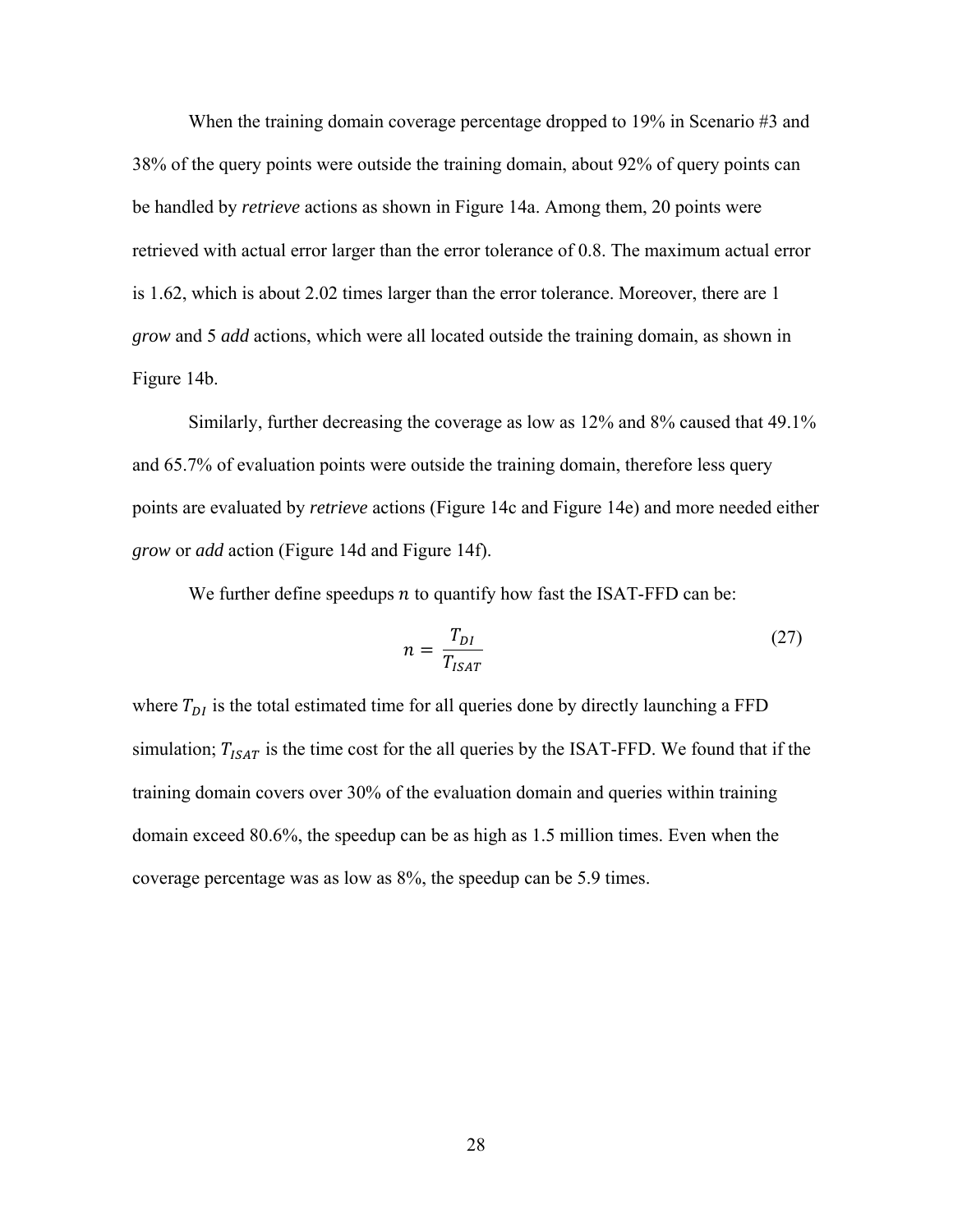When the training domain coverage percentage dropped to 19% in Scenario #3 and 38% of the query points were outside the training domain, about 92% of query points can be handled by *retrieve* actions as shown in Figure 14a. Among them, 20 points were retrieved with actual error larger than the error tolerance of 0.8. The maximum actual error is 1.62, which is about 2.02 times larger than the error tolerance. Moreover, there are 1 *grow* and 5 *add* actions, which were all located outside the training domain, as shown in Figure 14b.

Similarly, further decreasing the coverage as low as 12% and 8% caused that 49.1% and 65.7% of evaluation points were outside the training domain, therefore less query points are evaluated by *retrieve* actions (Figure 14c and Figure 14e) and more needed either *grow* or *add* action (Figure 14d and Figure 14f).

We further define speedups $n$ to quantify how fast the ISAT-FFD can be:

$$n = \frac{T_{DI}}{T_{ISAT}} \tag{27}$$

where $T_{DI}$ is the total estimated time for all queries done by directly launching a FFD simulation; $T_{ISAT}$ is the time cost for the all queries by the ISAT-FFD. We found that if the training domain covers over 30% of the evaluation domain and queries within training domain exceed 80.6%, the speedup can be as high as 1.5 million times. Even when the coverage percentage was as low as 8%, the speedup can be 5.9 times.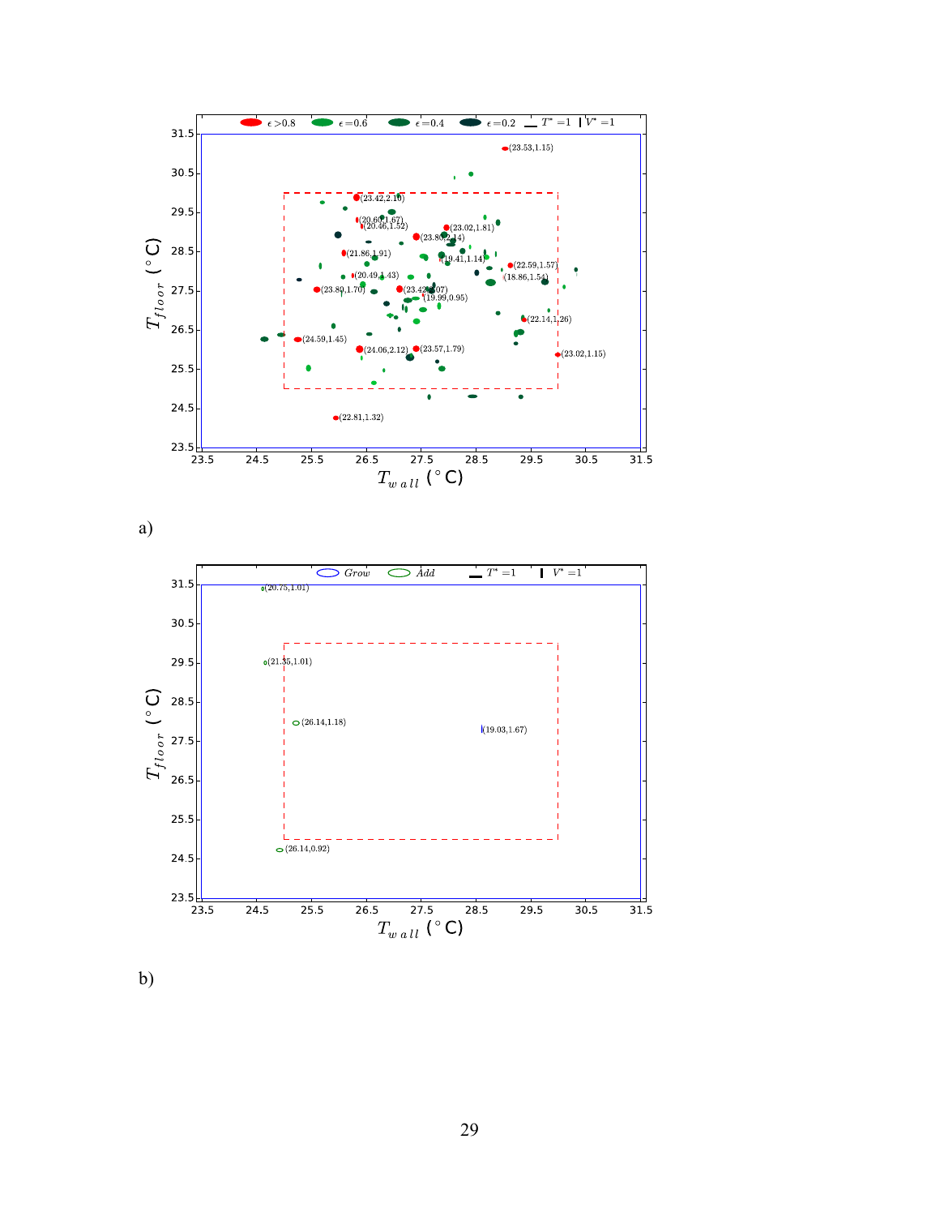a)

b)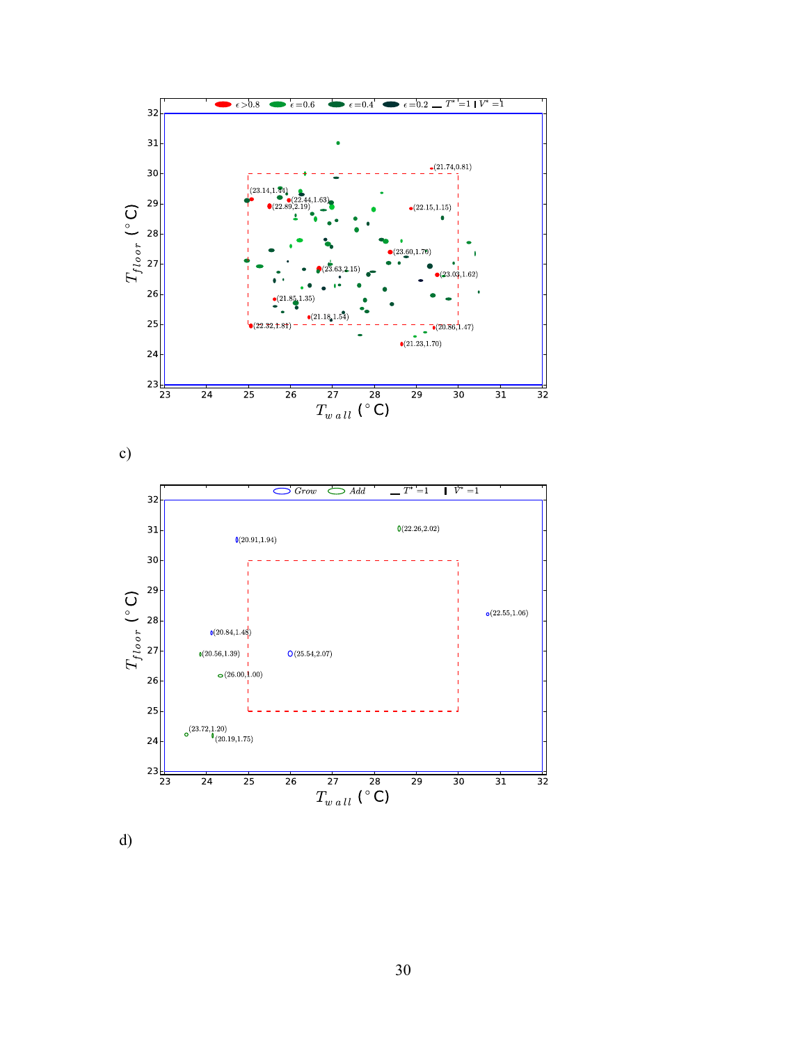c)

d)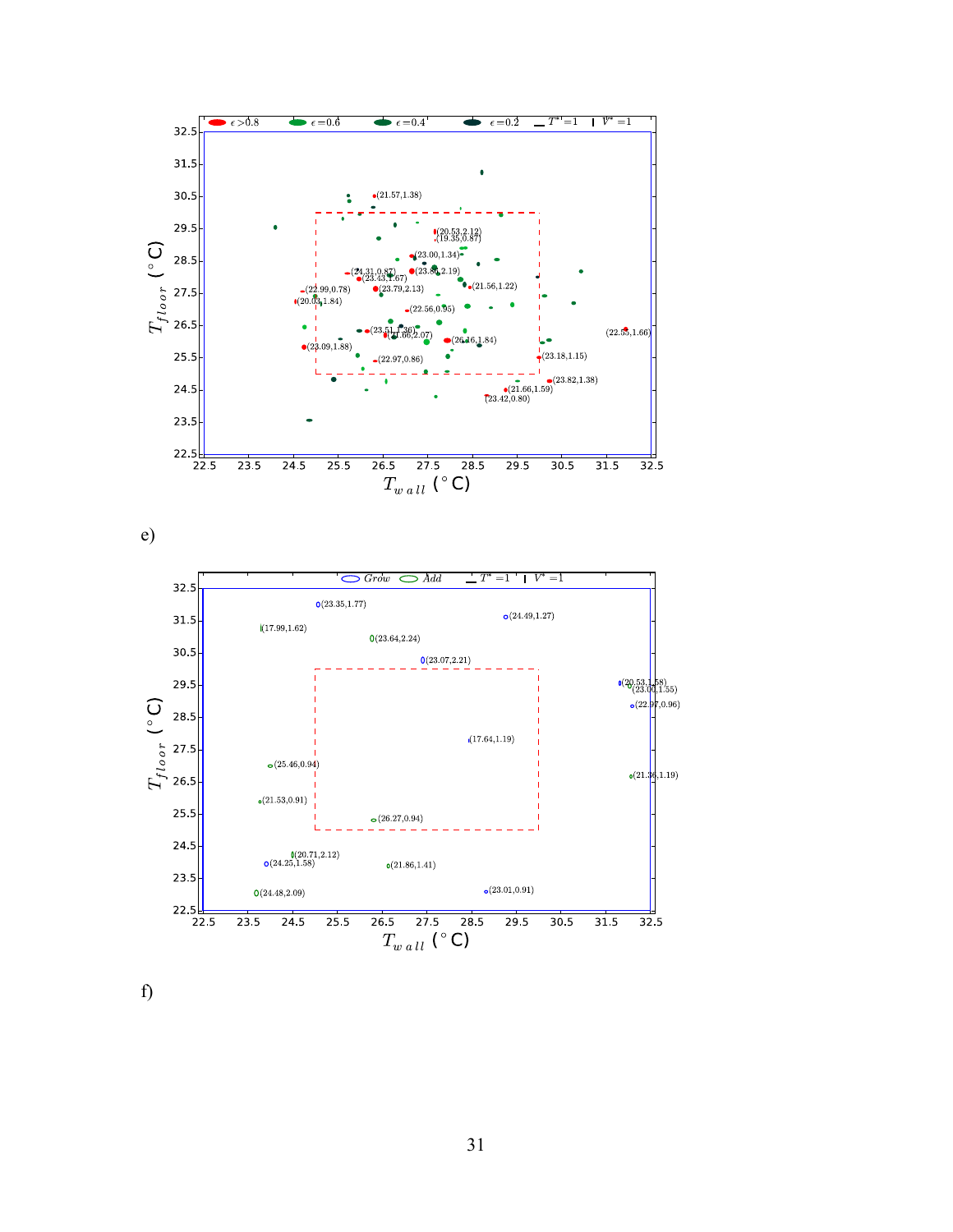e)

f)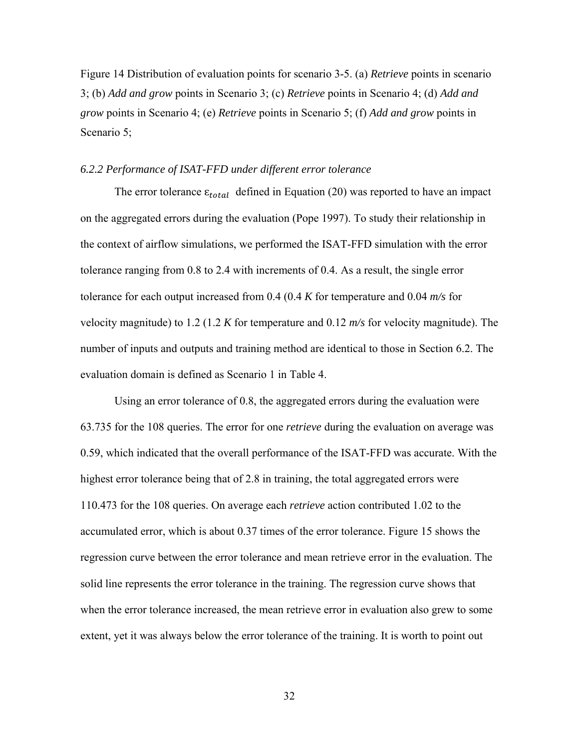Figure 14 Distribution of evaluation points for scenario 3-5. (a) *Retrieve* points in scenario 3; (b) *Add and grow* points in Scenario 3; (c) *Retrieve* points in Scenario 4; (d) *Add and grow* points in Scenario 4; (e) *Retrieve* points in Scenario 5; (f) *Add and grow* points in Scenario 5;

### *6.2.2 Performance of ISAT-FFD under different error tolerance*

The error tolerance $\varepsilon_{total}$ defined in Equation (20) was reported to have an impact on the aggregated errors during the evaluation (Pope 1997). To study their relationship in the context of airflow simulations, we performed the ISAT-FFD simulation with the error tolerance ranging from 0.8 to 2.4 with increments of 0.4. As a result, the single error tolerance for each output increased from 0.4 (0.4 *K* for temperature and 0.04 *m/s* for velocity magnitude) to 1.2 (1.2 *K* for temperature and 0.12 *m/s* for velocity magnitude). The number of inputs and outputs and training method are identical to those in Section 6.2. The evaluation domain is defined as Scenario 1 in Table 4.

Using an error tolerance of 0.8, the aggregated errors during the evaluation were 63.735 for the 108 queries. The error for one *retrieve* during the evaluation on average was 0.59, which indicated that the overall performance of the ISAT-FFD was accurate. With the highest error tolerance being that of 2.8 in training, the total aggregated errors were 110.473 for the 108 queries. On average each *retrieve* action contributed 1.02 to the accumulated error, which is about 0.37 times of the error tolerance. Figure 15 shows the regression curve between the error tolerance and mean retrieve error in the evaluation. The solid line represents the error tolerance in the training. The regression curve shows that when the error tolerance increased, the mean retrieve error in evaluation also grew to some extent, yet it was always below the error tolerance of the training. It is worth to point out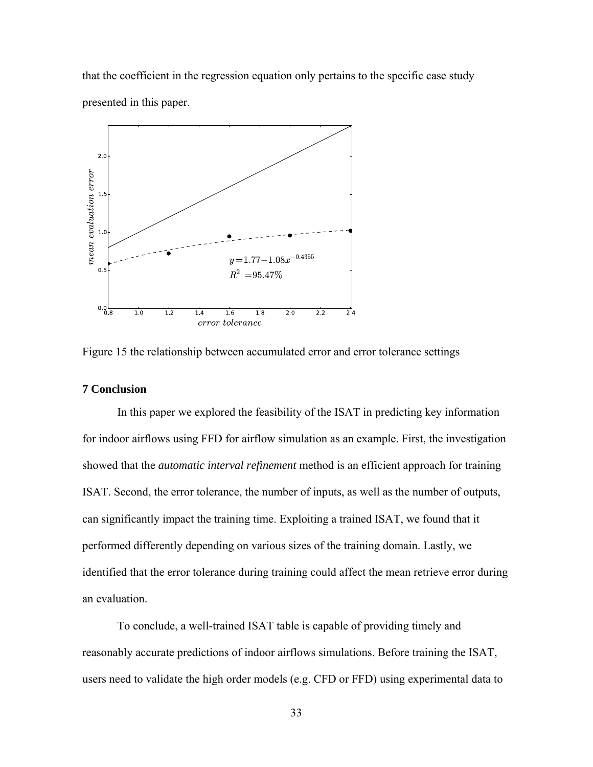that the coefficient in the regression equation only pertains to the specific case study presented in this paper.

Figure 15 the relationship between accumulated error and error tolerance settings

### 7 Conclusion

In this paper we explored the feasibility of the ISAT in predicting key information for indoor airflows using FFD for airflow simulation as an example. First, the investigation showed that the *automatic interval refinement* method is an efficient approach for training ISAT. Second, the error tolerance, the number of inputs, as well as the number of outputs, can significantly impact the training time. Exploiting a trained ISAT, we found that it performed differently depending on various sizes of the training domain. Lastly, we identified that the error tolerance during training could affect the mean retrieve error during an evaluation.

To conclude, a well-trained ISAT table is capable of providing timely and reasonably accurate predictions of indoor airflows simulations. Before training the ISAT, users need to validate the high order models (e.g. CFD or FFD) using experimental data to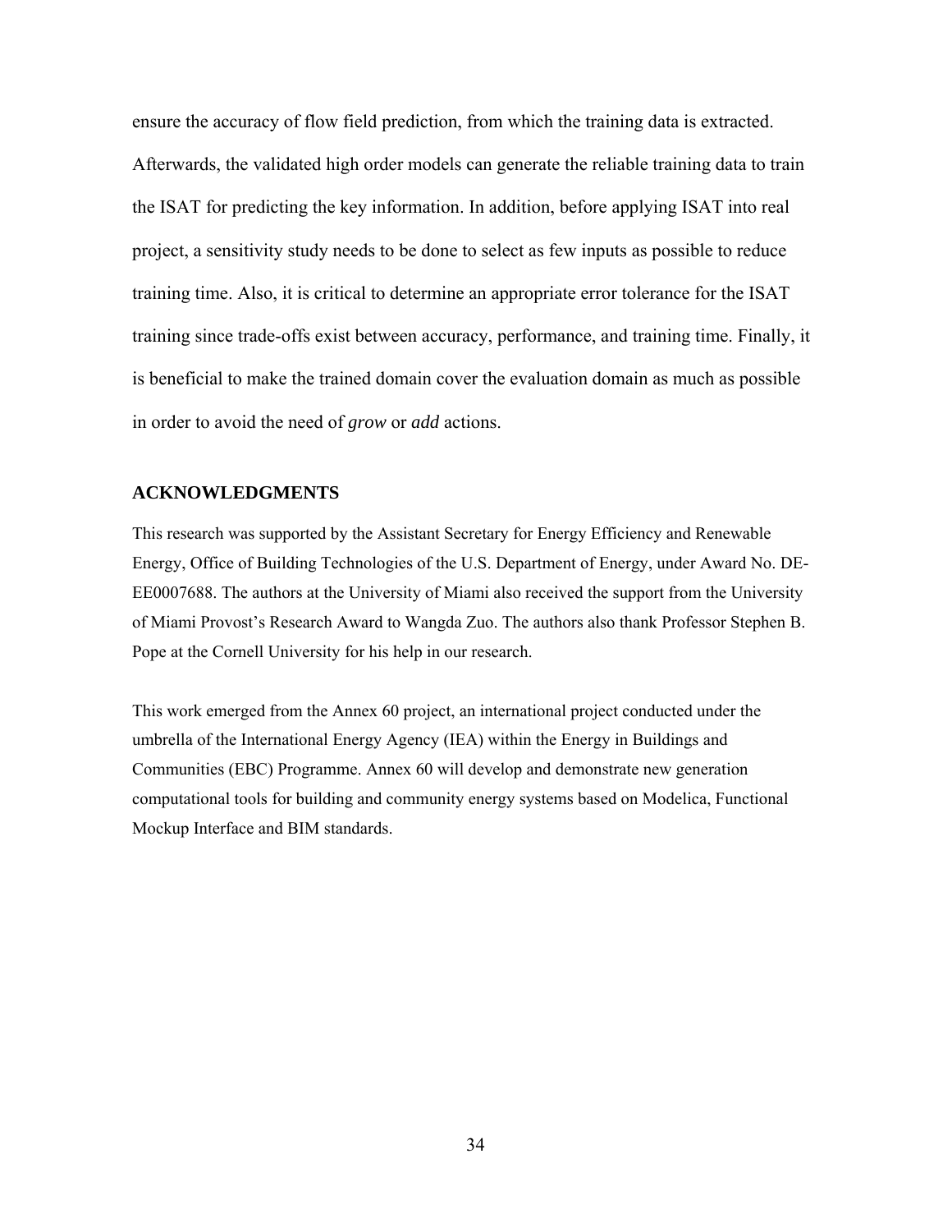ensure the accuracy of flow field prediction, from which the training data is extracted. Afterwards, the validated high order models can generate the reliable training data to train the ISAT for predicting the key information. In addition, before applying ISAT into real project, a sensitivity study needs to be done to select as few inputs as possible to reduce training time. Also, it is critical to determine an appropriate error tolerance for the ISAT training since trade-offs exist between accuracy, performance, and training time. Finally, it is beneficial to make the trained domain cover the evaluation domain as much as possible in order to avoid the need of *grow* or *add* actions.

## ACKNOWLEDGMENTS

This research was supported by the Assistant Secretary for Energy Efficiency and Renewable Energy, Office of Building Technologies of the U.S. Department of Energy, under Award No. DE-EE0007688. The authors at the University of Miami also received the support from the University of Miami Provost's Research Award to Wangda Zuo. The authors also thank Professor Stephen B. Pope at the Cornell University for his help in our research.

This work emerged from the Annex 60 project, an international project conducted under the umbrella of the International Energy Agency (IEA) within the Energy in Buildings and Communities (EBC) Programme. Annex 60 will develop and demonstrate new generation computational tools for building and community energy systems based on Modelica, Functional Mockup Interface and BIM standards.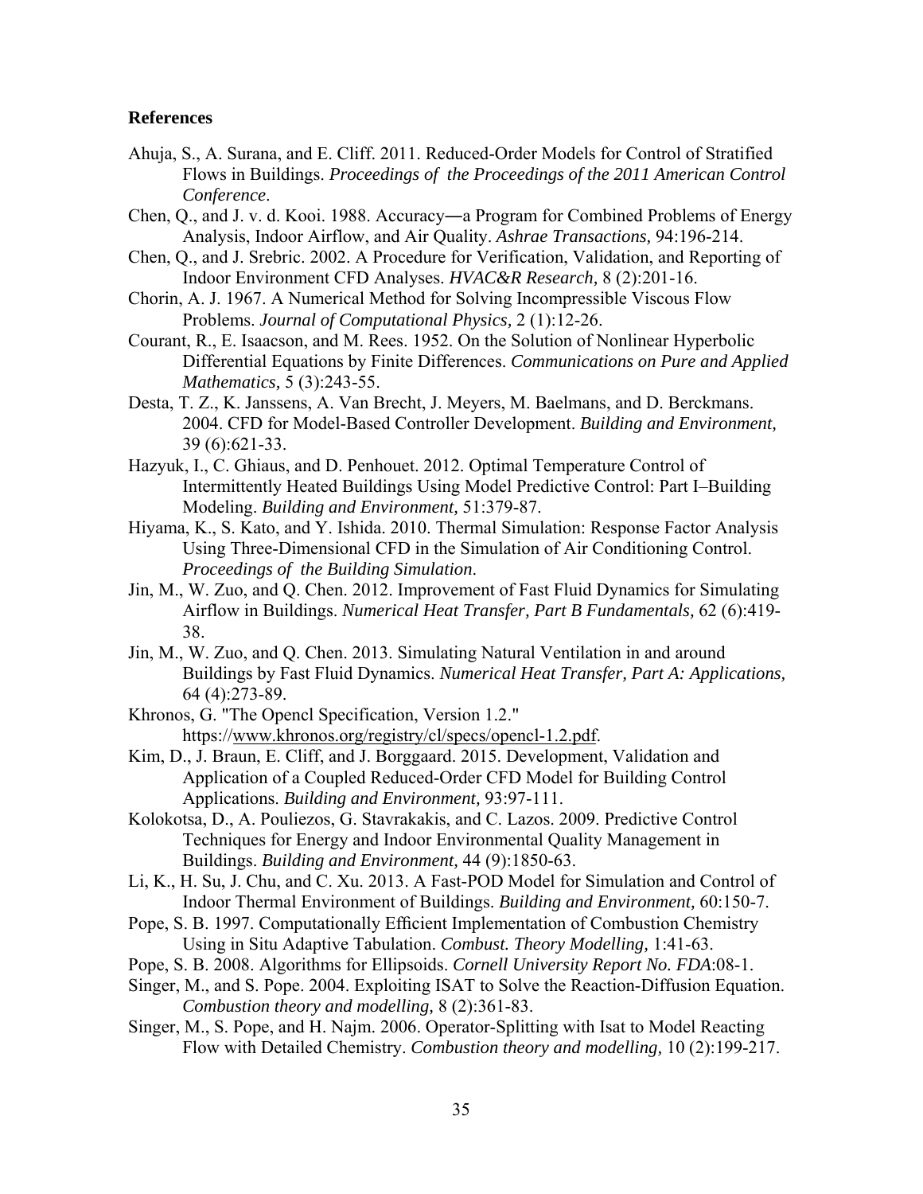## References

Ahuja, S., A. Surana, and E. Cliff. 2011. Reduced-Order Models for Control of Stratified Flows in Buildings. *Proceedings of the Proceedings of the 2011 American Control Conference*.

Chen, Q., and J. v. d. Kooi. 1988. Accuracy—a Program for Combined Problems of Energy Analysis, Indoor Airflow, and Air Quality. *Ashrae Transactions,* 94:196-214.

Chen, Q., and J. Srebric. 2002. A Procedure for Verification, Validation, and Reporting of Indoor Environment CFD Analyses. *HVAC&R Research,* 8 (2):201-16.

Chorin, A. J. 1967. A Numerical Method for Solving Incompressible Viscous Flow Problems. *Journal of Computational Physics,* 2 (1):12-26.

Courant, R., E. Isaacson, and M. Rees. 1952. On the Solution of Nonlinear Hyperbolic Differential Equations by Finite Differences. *Communications on Pure and Applied Mathematics,* 5 (3):243-55.

Desta, T. Z., K. Janssens, A. Van Brecht, J. Meyers, M. Baelmans, and D. Berckmans. 2004. CFD for Model-Based Controller Development. *Building and Environment,* 39 (6):621-33.

Hazyuk, I., C. Ghiaus, and D. Penhouet. 2012. Optimal Temperature Control of Intermittently Heated Buildings Using Model Predictive Control: Part I–Building Modeling. *Building and Environment,* 51:379-87.

Hiyama, K., S. Kato, and Y. Ishida. 2010. Thermal Simulation: Response Factor Analysis Using Three-Dimensional CFD in the Simulation of Air Conditioning Control. *Proceedings of the Building Simulation*.

Jin, M., W. Zuo, and Q. Chen. 2012. Improvement of Fast Fluid Dynamics for Simulating Airflow in Buildings. *Numerical Heat Transfer, Part B Fundamentals,* 62 (6):419-38.

Jin, M., W. Zuo, and Q. Chen. 2013. Simulating Natural Ventilation in and around Buildings by Fast Fluid Dynamics. *Numerical Heat Transfer, Part A: Applications,* 64 (4):273-89.

Khronos, G. "The Opencl Specification, Version 1.2." https://www.khronos.org/registry/cl/specs/opencl-1.2.pdf.

Kim, D., J. Braun, E. Cliff, and J. Borggaard. 2015. Development, Validation and Application of a Coupled Reduced-Order CFD Model for Building Control Applications. *Building and Environment,* 93:97-111.

Kolokotsa, D., A. Pouliezos, G. Stavrakakis, and C. Lazos. 2009. Predictive Control Techniques for Energy and Indoor Environmental Quality Management in Buildings. *Building and Environment,* 44 (9):1850-63.

Li, K., H. Su, J. Chu, and C. Xu. 2013. A Fast-POD Model for Simulation and Control of Indoor Thermal Environment of Buildings. *Building and Environment,* 60:150-7.

Pope, S. B. 1997. Computationally Efficient Implementation of Combustion Chemistry Using in Situ Adaptive Tabulation. *Combust. Theory Modelling,* 1:41-63.

Pope, S. B. 2008. Algorithms for Ellipsoids. *Cornell University Report No. FDA*:08-1.

Singer, M., and S. Pope. 2004. Exploiting ISAT to Solve the Reaction-Diffusion Equation. *Combustion theory and modelling,* 8 (2):361-83.

Singer, M., S. Pope, and H. Najm. 2006. Operator-Splitting with Isat to Model Reacting Flow with Detailed Chemistry. *Combustion theory and modelling,* 10 (2):199-217.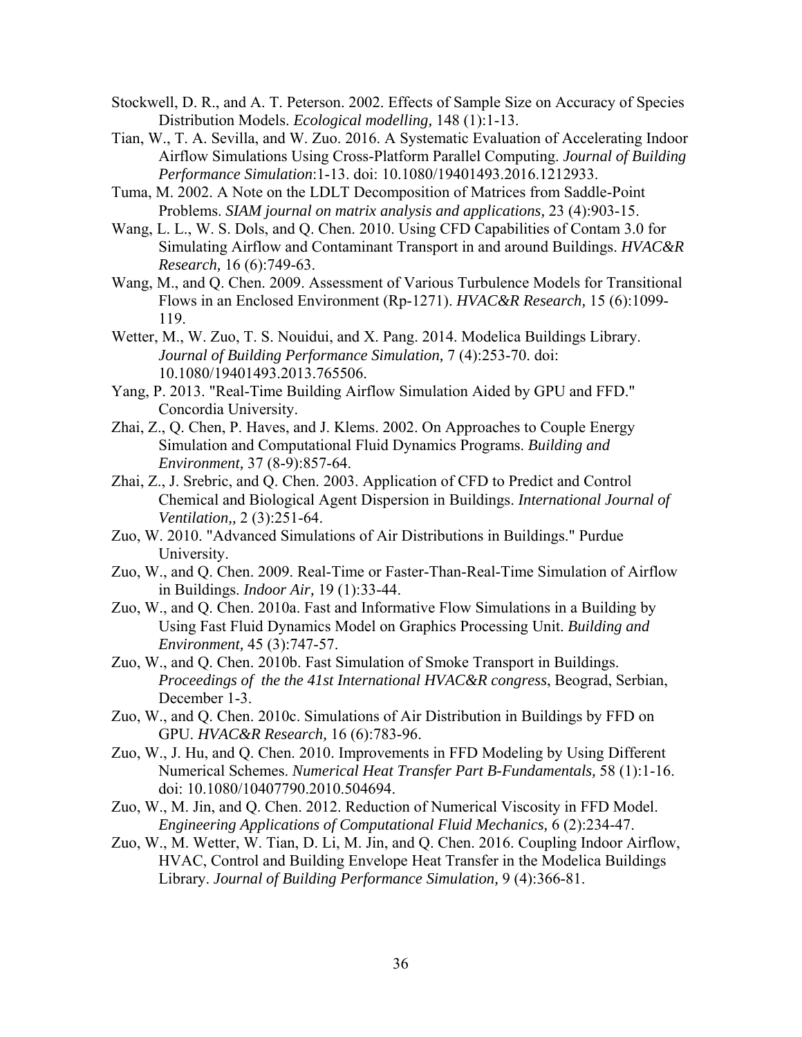Stockwell, D. R., and A. T. Peterson. 2002. Effects of Sample Size on Accuracy of Species Distribution Models. *Ecological modelling,* 148 (1):1-13.

Tian, W., T. A. Sevilla, and W. Zuo. 2016. A Systematic Evaluation of Accelerating Indoor Airflow Simulations Using Cross-Platform Parallel Computing. *Journal of Building Performance Simulation*:1-13. doi: 10.1080/19401493.2016.1212933.

Tuma, M. 2002. A Note on the LDLT Decomposition of Matrices from Saddle-Point Problems. *SIAM journal on matrix analysis and applications,* 23 (4):903-15.

Wang, L. L., W. S. Dols, and Q. Chen. 2010. Using CFD Capabilities of Contam 3.0 for Simulating Airflow and Contaminant Transport in and around Buildings. *HVAC&R Research,* 16 (6):749-63.

Wang, M., and Q. Chen. 2009. Assessment of Various Turbulence Models for Transitional Flows in an Enclosed Environment (Rp-1271). *HVAC&R Research,* 15 (6):1099-119.

Wetter, M., W. Zuo, T. S. Nouidui, and X. Pang. 2014. Modelica Buildings Library. *Journal of Building Performance Simulation,* 7 (4):253-70. doi: 10.1080/19401493.2013.765506.

Yang, P. 2013. "Real-Time Building Airflow Simulation Aided by GPU and FFD." Concordia University.

Zhai, Z., Q. Chen, P. Haves, and J. Klems. 2002. On Approaches to Couple Energy Simulation and Computational Fluid Dynamics Programs. *Building and Environment,* 37 (8-9):857-64.

Zhai, Z., J. Srebric, and Q. Chen. 2003. Application of CFD to Predict and Control Chemical and Biological Agent Dispersion in Buildings. *International Journal of Ventilation,,* 2 (3):251-64.

Zuo, W. 2010. "Advanced Simulations of Air Distributions in Buildings." Purdue University.

Zuo, W., and Q. Chen. 2009. Real-Time or Faster-Than-Real-Time Simulation of Airflow in Buildings. *Indoor Air,* 19 (1):33-44.

Zuo, W., and Q. Chen. 2010a. Fast and Informative Flow Simulations in a Building by Using Fast Fluid Dynamics Model on Graphics Processing Unit. *Building and Environment,* 45 (3):747-57.

Zuo, W., and Q. Chen. 2010b. Fast Simulation of Smoke Transport in Buildings. *Proceedings of the the 41st International HVAC&R congress*, Beograd, Serbian, December 1-3.

Zuo, W., and Q. Chen. 2010c. Simulations of Air Distribution in Buildings by FFD on GPU. *HVAC&R Research,* 16 (6):783-96.

Zuo, W., J. Hu, and Q. Chen. 2010. Improvements in FFD Modeling by Using Different Numerical Schemes. *Numerical Heat Transfer Part B-Fundamentals,* 58 (1):1-16. doi: 10.1080/10407790.2010.504694.

Zuo, W., M. Jin, and Q. Chen. 2012. Reduction of Numerical Viscosity in FFD Model. *Engineering Applications of Computational Fluid Mechanics,* 6 (2):234-47.

Zuo, W., M. Wetter, W. Tian, D. Li, M. Jin, and Q. Chen. 2016. Coupling Indoor Airflow, HVAC, Control and Building Envelope Heat Transfer in the Modelica Buildings Library. *Journal of Building Performance Simulation,* 9 (4):366-81.